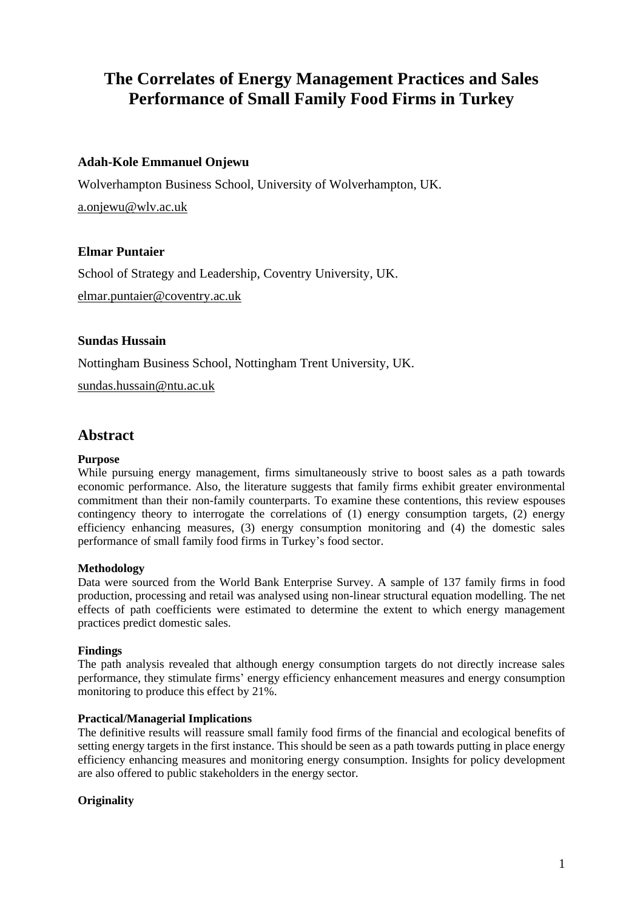# The Correlates of Energy Management Practices and Sales Performance of Small Family Food Firms in Turkey

**Adah-Kole Emmanuel Onjewu**

Wolverhampton Business School, University of Wolverhampton, UK.

a.onjewu@wlv.ac.uk

**Elmar Puntaier**

School of Strategy and Leadership, Coventry University, UK.

elmar.puntaier@coventry.ac.uk

**Sundas Hussain**

Nottingham Business School, Nottingham Trent University, UK.

sundas.hussain@ntu.ac.uk

## Abstract

**Purpose**

While pursuing energy management, firms simultaneously strive to boost sales as a path towards economic performance. Also, the literature suggests that family firms exhibit greater environmental commitment than their non-family counterparts. To examine these contentions, this review espouses contingency theory to interrogate the correlations of (1) energy consumption targets, (2) energy efficiency enhancing measures, (3) energy consumption monitoring and (4) the domestic sales performance of small family food firms in Turkey's food sector.

**Methodology**

Data were sourced from the World Bank Enterprise Survey. A sample of 137 family firms in food production, processing and retail was analysed using non-linear structural equation modelling. The net effects of path coefficients were estimated to determine the extent to which energy management practices predict domestic sales.

**Findings**

The path analysis revealed that although energy consumption targets do not directly increase sales performance, they stimulate firms' energy efficiency enhancement measures and energy consumption monitoring to produce this effect by 21%.

**Practical/Managerial Implications**

The definitive results will reassure small family food firms of the financial and ecological benefits of setting energy targets in the first instance. This should be seen as a path towards putting in place energy efficiency enhancing measures and monitoring energy consumption. Insights for policy development are also offered to public stakeholders in the energy sector.

**Originality**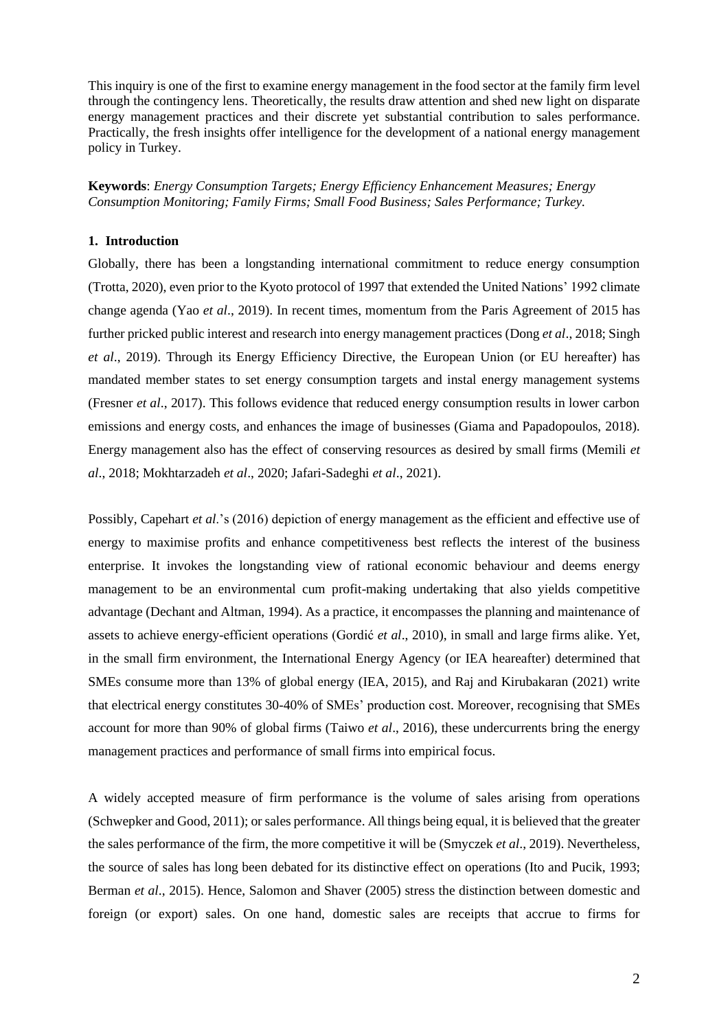This inquiry is one of the first to examine energy management in the food sector at the family firm level through the contingency lens. Theoretically, the results draw attention and shed new light on disparate energy management practices and their discrete yet substantial contribution to sales performance. Practically, the fresh insights offer intelligence for the development of a national energy management policy in Turkey.

**Keywords**: *Energy Consumption Targets; Energy Efficiency Enhancement Measures; Energy Consumption Monitoring; Family Firms; Small Food Business; Sales Performance; Turkey.*

## 1. Introduction

Globally, there has been a longstanding international commitment to reduce energy consumption (Trotta, 2020), even prior to the Kyoto protocol of 1997 that extended the United Nations' 1992 climate change agenda (Yao *et al*., 2019). In recent times, momentum from the Paris Agreement of 2015 has further pricked public interest and research into energy management practices (Dong *et al*., 2018; Singh *et al*., 2019). Through its Energy Efficiency Directive, the European Union (or EU hereafter) has mandated member states to set energy consumption targets and instal energy management systems (Fresner *et al*., 2017). This follows evidence that reduced energy consumption results in lower carbon emissions and energy costs, and enhances the image of businesses (Giama and Papadopoulos, 2018). Energy management also has the effect of conserving resources as desired by small firms (Memili *et al*., 2018; Mokhtarzadeh *et al*., 2020; Jafari-Sadeghi *et al*., 2021).

Possibly, Capehart *et al*.'s (2016) depiction of energy management as the efficient and effective use of energy to maximise profits and enhance competitiveness best reflects the interest of the business enterprise. It invokes the longstanding view of rational economic behaviour and deems energy management to be an environmental cum profit-making undertaking that also yields competitive advantage (Dechant and Altman, 1994). As a practice, it encompasses the planning and maintenance of assets to achieve energy-efficient operations (Gordić *et al*., 2010), in small and large firms alike. Yet, in the small firm environment, the International Energy Agency (or IEA heareafter) determined that SMEs consume more than 13% of global energy (IEA, 2015), and Raj and Kirubakaran (2021) write that electrical energy constitutes 30-40% of SMEs' production cost. Moreover, recognising that SMEs account for more than 90% of global firms (Taiwo *et al*., 2016), these undercurrents bring the energy management practices and performance of small firms into empirical focus.

A widely accepted measure of firm performance is the volume of sales arising from operations (Schwepker and Good, 2011); or sales performance. All things being equal, it is believed that the greater the sales performance of the firm, the more competitive it will be (Smyczek *et al*., 2019). Nevertheless, the source of sales has long been debated for its distinctive effect on operations (Ito and Pucik, 1993; Berman *et al*., 2015). Hence, Salomon and Shaver (2005) stress the distinction between domestic and foreign (or export) sales. On one hand, domestic sales are receipts that accrue to firms for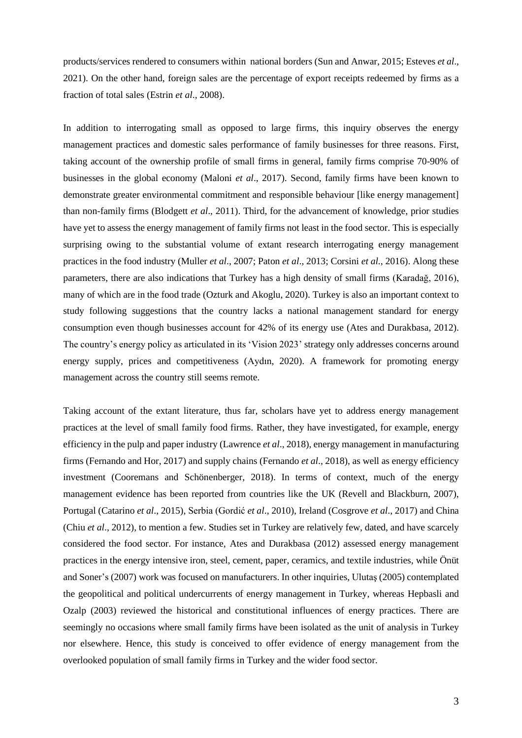products/services rendered to consumers within national borders (Sun and Anwar, 2015; Esteves *et al*., 2021). On the other hand, foreign sales are the percentage of export receipts redeemed by firms as a fraction of total sales (Estrin *et al*., 2008).

In addition to interrogating small as opposed to large firms, this inquiry observes the energy management practices and domestic sales performance of family businesses for three reasons. First, taking account of the ownership profile of small firms in general, family firms comprise 70-90% of businesses in the global economy (Maloni *et al*., 2017). Second, family firms have been known to demonstrate greater environmental commitment and responsible behaviour [like energy management] than non-family firms (Blodgett *et al*., 2011). Third, for the advancement of knowledge, prior studies have yet to assess the energy management of family firms not least in the food sector. This is especially surprising owing to the substantial volume of extant research interrogating energy management practices in the food industry (Muller *et al*., 2007; Paton *et al*., 2013; Corsini *et al.*, 2016). Along these parameters, there are also indications that Turkey has a high density of small firms (Karadağ, 2016), many of which are in the food trade (Ozturk and Akoglu, 2020). Turkey is also an important context to study following suggestions that the country lacks a national management standard for energy consumption even though businesses account for 42% of its energy use (Ates and Durakbasa, 2012). The country's energy policy as articulated in its 'Vision 2023' strategy only addresses concerns around energy supply, prices and competitiveness (Aydın, 2020). A framework for promoting energy management across the country still seems remote.

Taking account of the extant literature, thus far, scholars have yet to address energy management practices at the level of small family food firms. Rather, they have investigated, for example, energy efficiency in the pulp and paper industry (Lawrence *et al*., 2018), energy management in manufacturing firms (Fernando and Hor, 2017) and supply chains (Fernando *et al*., 2018), as well as energy efficiency investment (Cooremans and Schönenberger, 2018). In terms of context, much of the energy management evidence has been reported from countries like the UK (Revell and Blackburn, 2007), Portugal (Catarino *et al*., 2015), Serbia (Gordić *et al*., 2010), Ireland (Cosgrove *et al*., 2017) and China (Chiu *et al*., 2012), to mention a few. Studies set in Turkey are relatively few, dated, and have scarcely considered the food sector. For instance, Ates and Durakbasa (2012) assessed energy management practices in the energy intensive iron, steel, cement, paper, ceramics, and textile industries, while Önüt and Soner's (2007) work was focused on manufacturers. In other inquiries, Ulutaş (2005) contemplated the geopolitical and political undercurrents of energy management in Turkey, whereas Hepbasli and Ozalp (2003) reviewed the historical and constitutional influences of energy practices. There are seemingly no occasions where small family firms have been isolated as the unit of analysis in Turkey nor elsewhere. Hence, this study is conceived to offer evidence of energy management from the overlooked population of small family firms in Turkey and the wider food sector.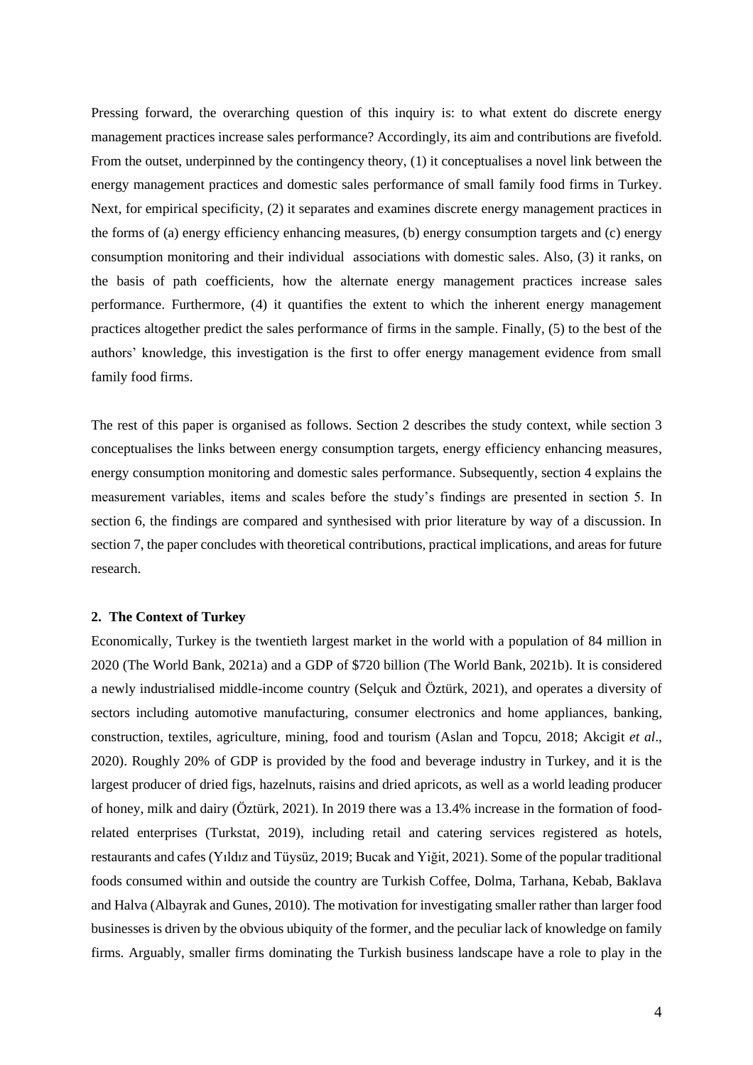Pressing forward, the overarching question of this inquiry is: to what extent do discrete energy management practices increase sales performance? Accordingly, its aim and contributions are fivefold. From the outset, underpinned by the contingency theory, (1) it conceptualises a novel link between the energy management practices and domestic sales performance of small family food firms in Turkey. Next, for empirical specificity, (2) it separates and examines discrete energy management practices in the forms of (a) energy efficiency enhancing measures, (b) energy consumption targets and (c) energy consumption monitoring and their individual associations with domestic sales. Also, (3) it ranks, on the basis of path coefficients, how the alternate energy management practices increase sales performance. Furthermore, (4) it quantifies the extent to which the inherent energy management practices altogether predict the sales performance of firms in the sample. Finally, (5) to the best of the authors' knowledge, this investigation is the first to offer energy management evidence from small family food firms.

The rest of this paper is organised as follows. Section 2 describes the study context, while section 3 conceptualises the links between energy consumption targets, energy efficiency enhancing measures, energy consumption monitoring and domestic sales performance. Subsequently, section 4 explains the measurement variables, items and scales before the study's findings are presented in section 5. In section 6, the findings are compared and synthesised with prior literature by way of a discussion. In section 7, the paper concludes with theoretical contributions, practical implications, and areas for future research.

## 2. The Context of Turkey

Economically, Turkey is the twentieth largest market in the world with a population of 84 million in 2020 (The World Bank, 2021a) and a GDP of $720 billion (The World Bank, 2021b). It is considered a newly industrialised middle-income country (Selçuk and Öztürk, 2021), and operates a diversity of sectors including automotive manufacturing, consumer electronics and home appliances, banking, construction, textiles, agriculture, mining, food and tourism (Aslan and Topcu, 2018; Akcigit *et al*., 2020). Roughly 20% of GDP is provided by the food and beverage industry in Turkey, and it is the largest producer of dried figs, hazelnuts, raisins and dried apricots, as well as a world leading producer of honey, milk and dairy (Öztürk, 2021). In 2019 there was a 13.4% increase in the formation of food-related enterprises (Turkstat, 2019), including retail and catering services registered as hotels, restaurants and cafes (Yıldız and Tüysüz, 2019; Bucak and Yiğit, 2021). Some of the popular traditional foods consumed within and outside the country are Turkish Coffee, Dolma, Tarhana, Kebab, Baklava and Halva (Albayrak and Gunes, 2010). The motivation for investigating smaller rather than larger food businesses is driven by the obvious ubiquity of the former, and the peculiar lack of knowledge on family firms. Arguably, smaller firms dominating the Turkish business landscape have a role to play in the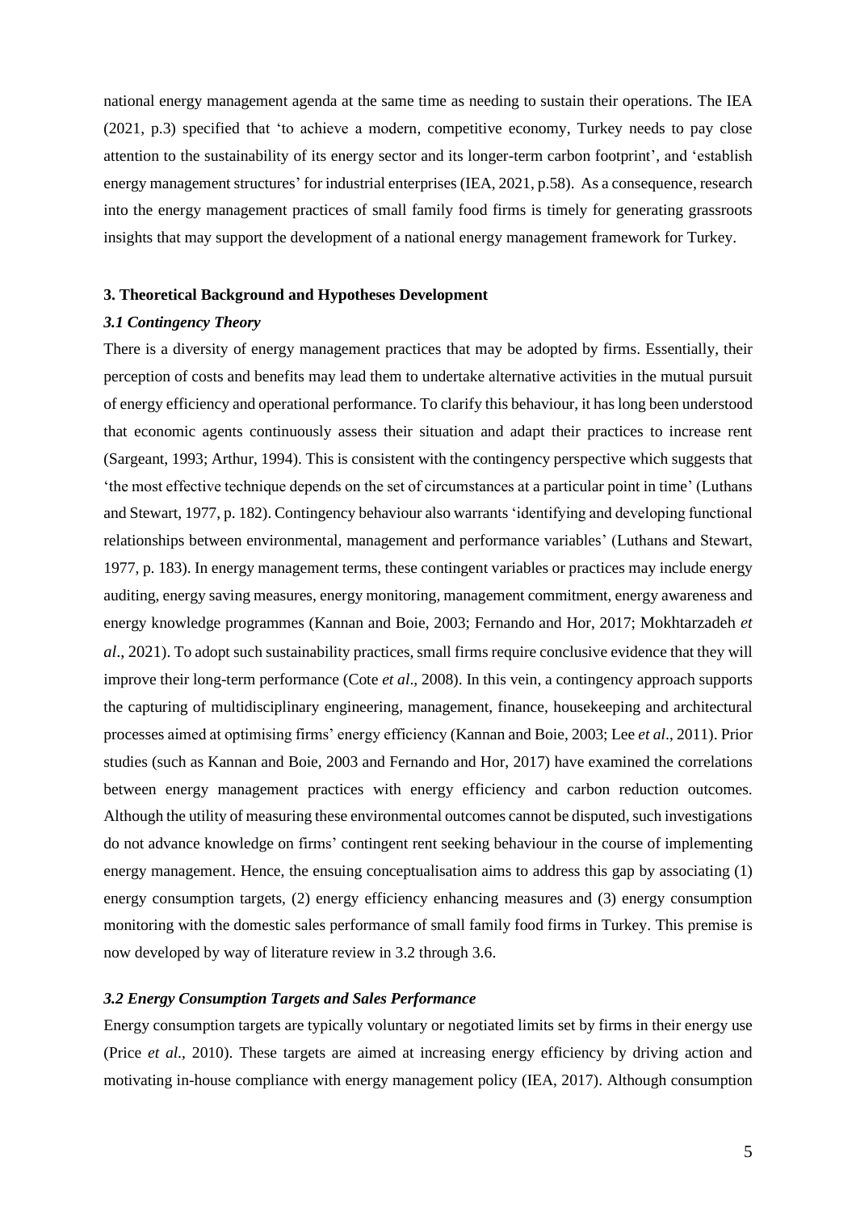national energy management agenda at the same time as needing to sustain their operations. The IEA (2021, p.3) specified that 'to achieve a modern, competitive economy, Turkey needs to pay close attention to the sustainability of its energy sector and its longer-term carbon footprint', and 'establish energy management structures' for industrial enterprises (IEA, 2021, p.58). As a consequence, research into the energy management practices of small family food firms is timely for generating grassroots insights that may support the development of a national energy management framework for Turkey.

## 3. Theoretical Background and Hypotheses Development

### *3.1 Contingency Theory*

There is a diversity of energy management practices that may be adopted by firms. Essentially, their perception of costs and benefits may lead them to undertake alternative activities in the mutual pursuit of energy efficiency and operational performance. To clarify this behaviour, it has long been understood that economic agents continuously assess their situation and adapt their practices to increase rent (Sargeant, 1993; Arthur, 1994). This is consistent with the contingency perspective which suggests that 'the most effective technique depends on the set of circumstances at a particular point in time' (Luthans and Stewart, 1977, p. 182). Contingency behaviour also warrants 'identifying and developing functional relationships between environmental, management and performance variables' (Luthans and Stewart, 1977, p. 183). In energy management terms, these contingent variables or practices may include energy auditing, energy saving measures, energy monitoring, management commitment, energy awareness and energy knowledge programmes (Kannan and Boie, 2003; Fernando and Hor, 2017; Mokhtarzadeh *et al*., 2021). To adopt such sustainability practices, small firms require conclusive evidence that they will improve their long-term performance (Cote *et al*., 2008). In this vein, a contingency approach supports the capturing of multidisciplinary engineering, management, finance, housekeeping and architectural processes aimed at optimising firms' energy efficiency (Kannan and Boie, 2003; Lee *et al*., 2011). Prior studies (such as Kannan and Boie, 2003 and Fernando and Hor, 2017) have examined the correlations between energy management practices with energy efficiency and carbon reduction outcomes. Although the utility of measuring these environmental outcomes cannot be disputed, such investigations do not advance knowledge on firms' contingent rent seeking behaviour in the course of implementing energy management. Hence, the ensuing conceptualisation aims to address this gap by associating (1) energy consumption targets, (2) energy efficiency enhancing measures and (3) energy consumption monitoring with the domestic sales performance of small family food firms in Turkey. This premise is now developed by way of literature review in 3.2 through 3.6.

### *3.2 Energy Consumption Targets and Sales Performance*

Energy consumption targets are typically voluntary or negotiated limits set by firms in their energy use (Price *et al*., 2010). These targets are aimed at increasing energy efficiency by driving action and motivating in-house compliance with energy management policy (IEA, 2017). Although consumption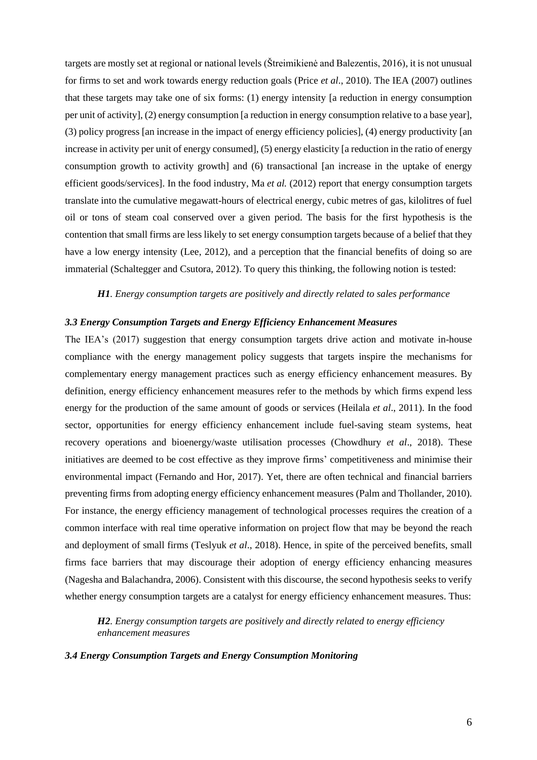targets are mostly set at regional or national levels (Štreimikienė and Balezentis, 2016), it is not unusual for firms to set and work towards energy reduction goals (Price *et al*., 2010). The IEA (2007) outlines that these targets may take one of six forms: (1) energy intensity [a reduction in energy consumption per unit of activity], (2) energy consumption [a reduction in energy consumption relative to a base year], (3) policy progress [an increase in the impact of energy efficiency policies], (4) energy productivity [an increase in activity per unit of energy consumed], (5) energy elasticity [a reduction in the ratio of energy consumption growth to activity growth] and (6) transactional [an increase in the uptake of energy efficient goods/services]. In the food industry, Ma *et al.* (2012) report that energy consumption targets translate into the cumulative megawatt-hours of electrical energy, cubic metres of gas, kilolitres of fuel oil or tons of steam coal conserved over a given period. The basis for the first hypothesis is the contention that small firms are less likely to set energy consumption targets because of a belief that they have a low energy intensity (Lee, 2012), and a perception that the financial benefits of doing so are immaterial (Schaltegger and Csutora, 2012). To query this thinking, the following notion is tested:

> ***H1**. Energy consumption targets are positively and directly related to sales performance*

### *3.3 Energy Consumption Targets and Energy Efficiency Enhancement Measures*

The IEA's (2017) suggestion that energy consumption targets drive action and motivate in-house compliance with the energy management policy suggests that targets inspire the mechanisms for complementary energy management practices such as energy efficiency enhancement measures. By definition, energy efficiency enhancement measures refer to the methods by which firms expend less energy for the production of the same amount of goods or services (Heilala *et al*., 2011). In the food sector, opportunities for energy efficiency enhancement include fuel-saving steam systems, heat recovery operations and bioenergy/waste utilisation processes (Chowdhury *et al*., 2018). These initiatives are deemed to be cost effective as they improve firms' competitiveness and minimise their environmental impact (Fernando and Hor, 2017). Yet, there are often technical and financial barriers preventing firms from adopting energy efficiency enhancement measures (Palm and Thollander, 2010). For instance, the energy efficiency management of technological processes requires the creation of a common interface with real time operative information on project flow that may be beyond the reach and deployment of small firms (Teslyuk *et al*., 2018). Hence, in spite of the perceived benefits, small firms face barriers that may discourage their adoption of energy efficiency enhancing measures (Nagesha and Balachandra, 2006). Consistent with this discourse, the second hypothesis seeks to verify whether energy consumption targets are a catalyst for energy efficiency enhancement measures. Thus:

> ***H2**. Energy consumption targets are positively and directly related to energy efficiency enhancement measures*

### *3.4 Energy Consumption Targets and Energy Consumption Monitoring*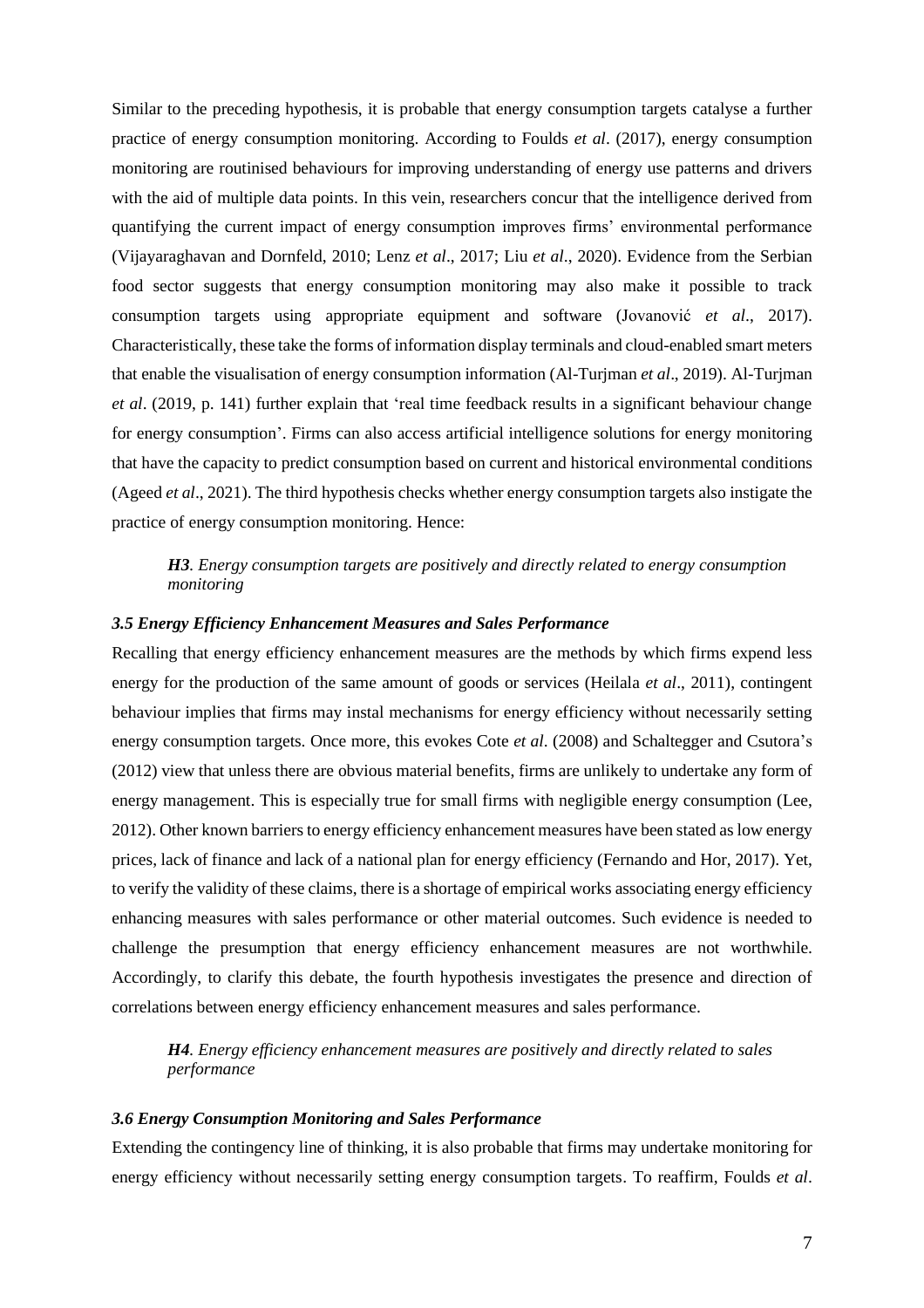Similar to the preceding hypothesis, it is probable that energy consumption targets catalyse a further practice of energy consumption monitoring. According to Foulds *et al*. (2017), energy consumption monitoring are routinised behaviours for improving understanding of energy use patterns and drivers with the aid of multiple data points. In this vein, researchers concur that the intelligence derived from quantifying the current impact of energy consumption improves firms' environmental performance (Vijayaraghavan and Dornfeld, 2010; Lenz *et al*., 2017; Liu *et al*., 2020). Evidence from the Serbian food sector suggests that energy consumption monitoring may also make it possible to track consumption targets using appropriate equipment and software (Jovanović *et al*., 2017). Characteristically, these take the forms of information display terminals and cloud-enabled smart meters that enable the visualisation of energy consumption information (Al-Turjman *et al*., 2019). Al-Turjman *et al*. (2019, p. 141) further explain that 'real time feedback results in a significant behaviour change for energy consumption'. Firms can also access artificial intelligence solutions for energy monitoring that have the capacity to predict consumption based on current and historical environmental conditions (Ageed *et al*., 2021). The third hypothesis checks whether energy consumption targets also instigate the practice of energy consumption monitoring. Hence:

> ***H3****. Energy consumption targets are positively and directly related to energy consumption monitoring*

### *3.5 Energy Efficiency Enhancement Measures and Sales Performance*

Recalling that energy efficiency enhancement measures are the methods by which firms expend less energy for the production of the same amount of goods or services (Heilala *et al*., 2011), contingent behaviour implies that firms may instal mechanisms for energy efficiency without necessarily setting energy consumption targets. Once more, this evokes Cote *et al*. (2008) and Schaltegger and Csutora's (2012) view that unless there are obvious material benefits, firms are unlikely to undertake any form of energy management. This is especially true for small firms with negligible energy consumption (Lee, 2012). Other known barriers to energy efficiency enhancement measures have been stated as low energy prices, lack of finance and lack of a national plan for energy efficiency (Fernando and Hor, 2017). Yet, to verify the validity of these claims, there is a shortage of empirical works associating energy efficiency enhancing measures with sales performance or other material outcomes. Such evidence is needed to challenge the presumption that energy efficiency enhancement measures are not worthwhile. Accordingly, to clarify this debate, the fourth hypothesis investigates the presence and direction of correlations between energy efficiency enhancement measures and sales performance.

> ***H4****. Energy efficiency enhancement measures are positively and directly related to sales performance*

### *3.6 Energy Consumption Monitoring and Sales Performance*

Extending the contingency line of thinking, it is also probable that firms may undertake monitoring for energy efficiency without necessarily setting energy consumption targets. To reaffirm, Foulds *et al*.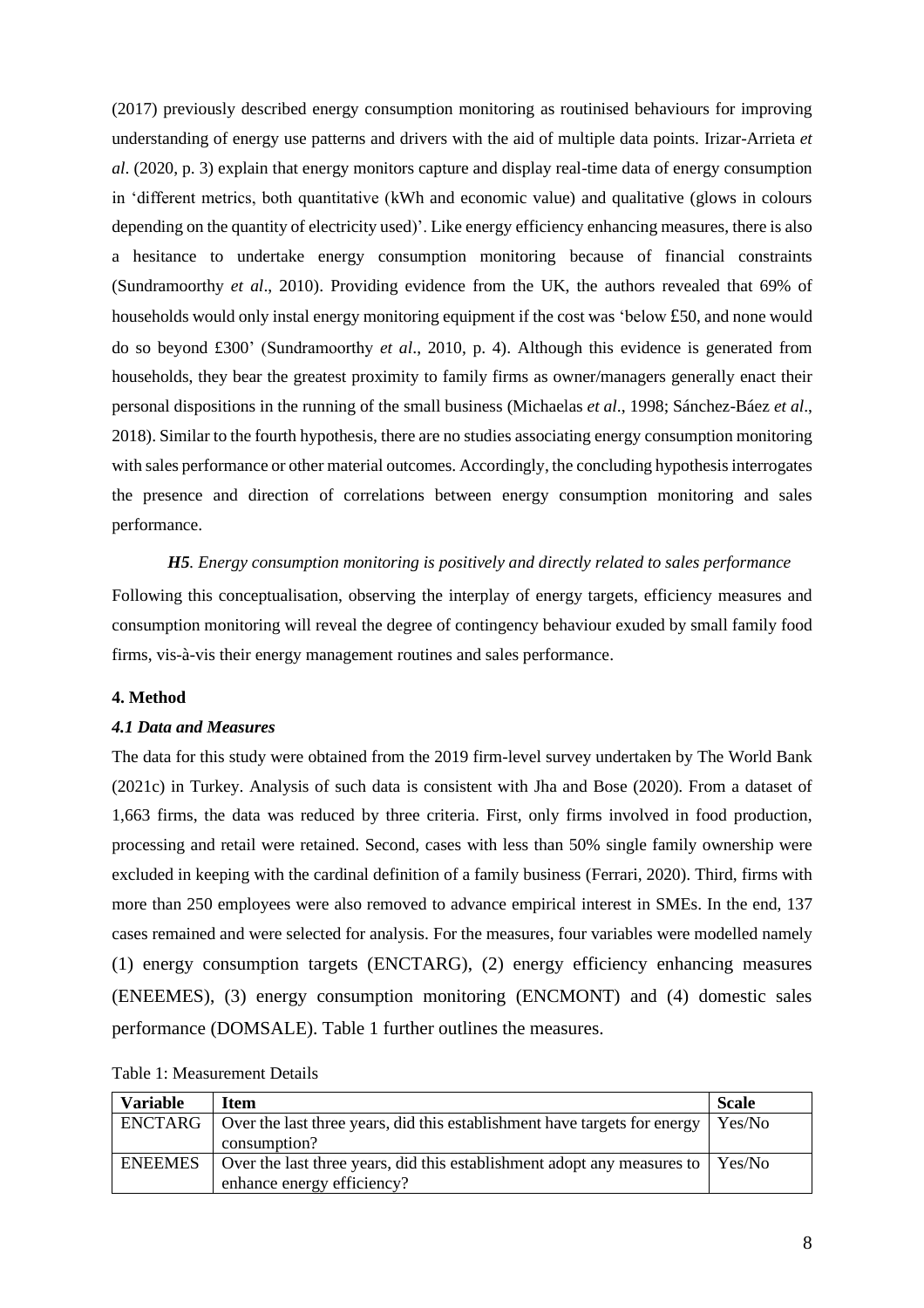(2017) previously described energy consumption monitoring as routinised behaviours for improving understanding of energy use patterns and drivers with the aid of multiple data points. Irizar-Arrieta *et al*. (2020, p. 3) explain that energy monitors capture and display real-time data of energy consumption in 'different metrics, both quantitative (kWh and economic value) and qualitative (glows in colours depending on the quantity of electricity used)'. Like energy efficiency enhancing measures, there is also a hesitance to undertake energy consumption monitoring because of financial constraints (Sundramoorthy *et al*., 2010). Providing evidence from the UK, the authors revealed that 69% of households would only instal energy monitoring equipment if the cost was 'below £50, and none would do so beyond £300' (Sundramoorthy *et al*., 2010, p. 4). Although this evidence is generated from households, they bear the greatest proximity to family firms as owner/managers generally enact their personal dispositions in the running of the small business (Michaelas *et al*., 1998; Sánchez-Báez *et al*., 2018). Similar to the fourth hypothesis, there are no studies associating energy consumption monitoring with sales performance or other material outcomes. Accordingly, the concluding hypothesis interrogates the presence and direction of correlations between energy consumption monitoring and sales performance.

***H5****. Energy consumption monitoring is positively and directly related to sales performance*

Following this conceptualisation, observing the interplay of energy targets, efficiency measures and consumption monitoring will reveal the degree of contingency behaviour exuded by small family food firms, vis-à-vis their energy management routines and sales performance.

## 4. Method

### *4.1 Data and Measures*

The data for this study were obtained from the 2019 firm-level survey undertaken by The World Bank (2021c) in Turkey. Analysis of such data is consistent with Jha and Bose (2020). From a dataset of 1,663 firms, the data was reduced by three criteria. First, only firms involved in food production, processing and retail were retained. Second, cases with less than 50% single family ownership were excluded in keeping with the cardinal definition of a family business (Ferrari, 2020). Third, firms with more than 250 employees were also removed to advance empirical interest in SMEs. In the end, 137 cases remained and were selected for analysis. For the measures, four variables were modelled namely (1) energy consumption targets (ENCTARG), (2) energy efficiency enhancing measures (ENEEMES), (3) energy consumption monitoring (ENCMONT) and (4) domestic sales performance (DOMSALE). Table 1 further outlines the measures.

Table 1: Measurement Details

| Variable | Item | Scale |
|---|---|---|
| ENCTARG | Over the last three years, did this establishment have targets for energy consumption? | Yes/No |
| ENEEMES | Over the last three years, did this establishment adopt any measures to enhance energy efficiency? | Yes/No |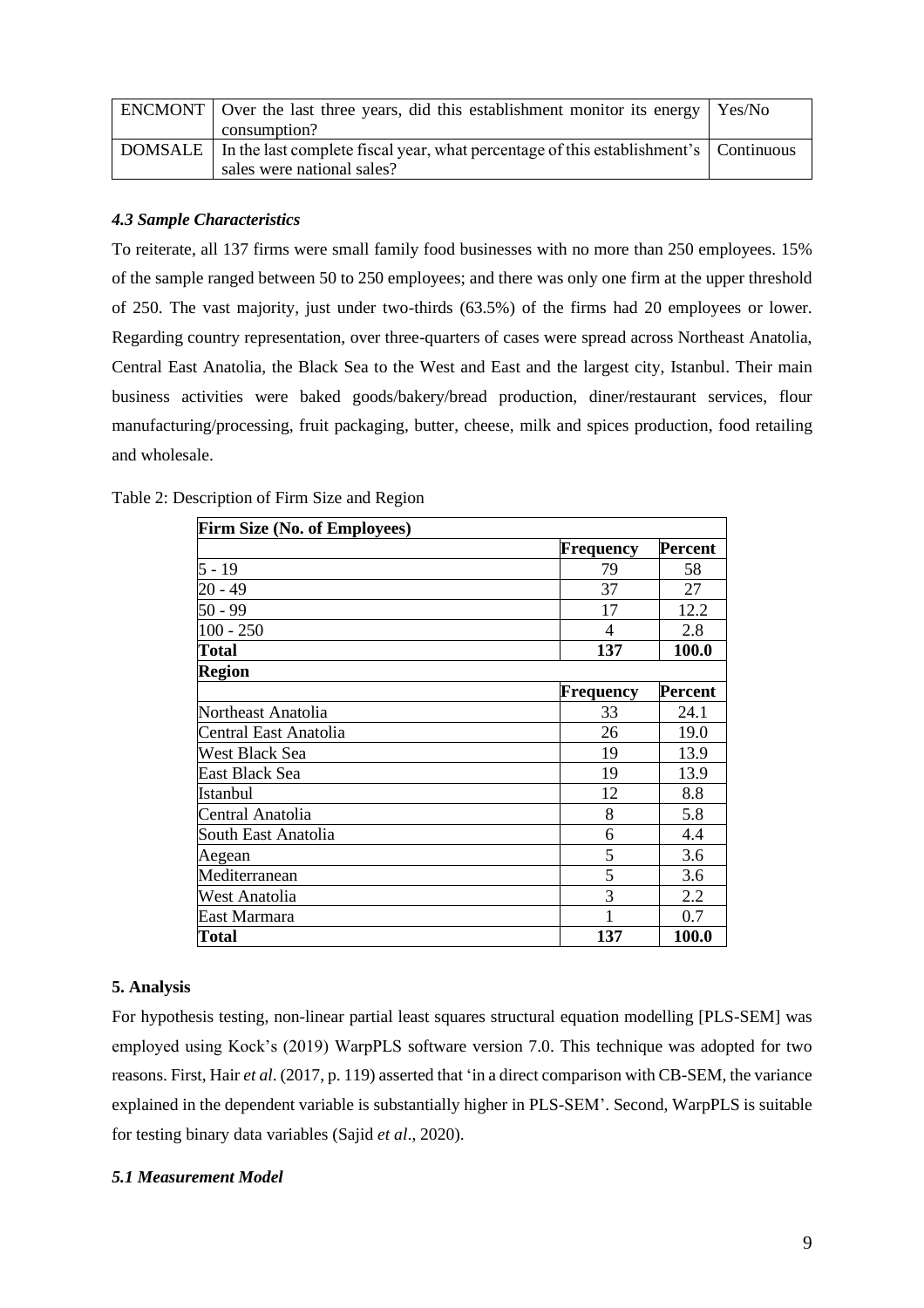| ENCMONT | Over the last three years, did this establishment monitor its energy consumption? | Yes/No |
|---|---|---|
| DOMSALE | In the last complete fiscal year, what percentage of this establishment's sales were national sales? | Continuous |

### *4.3 Sample Characteristics*

To reiterate, all 137 firms were small family food businesses with no more than 250 employees. 15% of the sample ranged between 50 to 250 employees; and there was only one firm at the upper threshold of 250. The vast majority, just under two-thirds (63.5%) of the firms had 20 employees or lower. Regarding country representation, over three-quarters of cases were spread across Northeast Anatolia, Central East Anatolia, the Black Sea to the West and East and the largest city, Istanbul. Their main business activities were baked goods/bakery/bread production, diner/restaurant services, flour manufacturing/processing, fruit packaging, butter, cheese, milk and spices production, food retailing and wholesale.

Table 2: Description of Firm Size and Region

| **Firm Size (No. of Employees)** | | |
|---|---|---|
| | **Frequency** | **Percent** |
| 5 - 19 | 79 | 58 |
| 20 - 49 | 37 | 27 |
| 50 - 99 | 17 | 12.2 |
| 100 - 250 | 4 | 2.8 |
| **Total** | **137** | **100.0** |
| **Region** | | |
| | **Frequency** | **Percent** |
| Northeast Anatolia | 33 | 24.1 |
| Central East Anatolia | 26 | 19.0 |
| West Black Sea | 19 | 13.9 |
| East Black Sea | 19 | 13.9 |
| Istanbul | 12 | 8.8 |
| Central Anatolia | 8 | 5.8 |
| South East Anatolia | 6 | 4.4 |
| Aegean | 5 | 3.6 |
| Mediterranean | 5 | 3.6 |
| West Anatolia | 3 | 2.2 |
| East Marmara | 1 | 0.7 |
| **Total** | **137** | **100.0** |

## 5. Analysis

For hypothesis testing, non-linear partial least squares structural equation modelling [PLS-SEM] was employed using Kock's (2019) WarpPLS software version 7.0. This technique was adopted for two reasons. First, Hair *et al*. (2017, p. 119) asserted that 'in a direct comparison with CB-SEM, the variance explained in the dependent variable is substantially higher in PLS-SEM'. Second, WarpPLS is suitable for testing binary data variables (Sajid *et al*., 2020).

### *5.1 Measurement Model*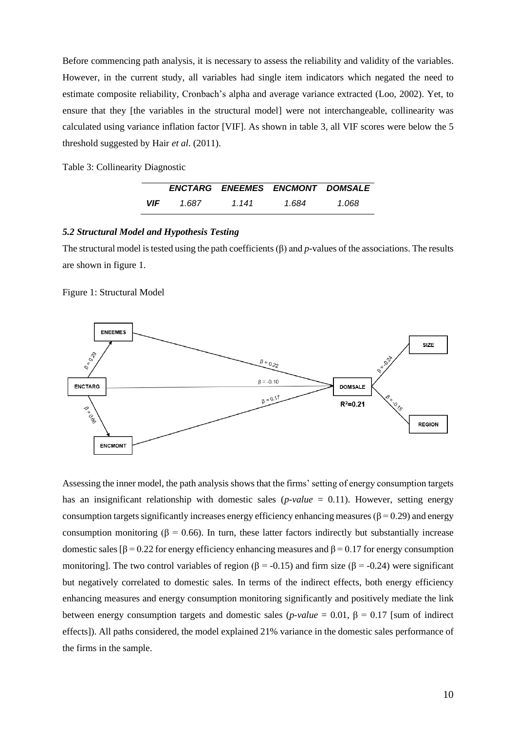Before commencing path analysis, it is necessary to assess the reliability and validity of the variables. However, in the current study, all variables had single item indicators which negated the need to estimate composite reliability, Cronbach's alpha and average variance extracted (Loo, 2002). Yet, to ensure that they [the variables in the structural model] were not interchangeable, collinearity was calculated using variance inflation factor [VIF]. As shown in table 3, all VIF scores were below the 5 threshold suggested by Hair *et al*. (2011).

Table 3: Collinearity Diagnostic

| | *ENCTARG* | *ENEEMES* | *ENCMONT* | *DOMSALE* |
|---|---|---|---|---|
| ***VIF*** | *1.687* | *1.141* | *1.684* | *1.068* |

### *5.2 Structural Model and Hypothesis Testing*

The structural model is tested using the path coefficients (β) and *p*-values of the associations. The results are shown in figure 1.

Figure 1: Structural Model

Assessing the inner model, the path analysis shows that the firms' setting of energy consumption targets has an insignificant relationship with domestic sales (*p-value* = 0.11). However, setting energy consumption targets significantly increases energy efficiency enhancing measures ($\beta = 0.29$) and energy consumption monitoring ($\beta = 0.66$). In turn, these latter factors indirectly but substantially increase domestic sales [$\beta = 0.22$ for energy efficiency enhancing measures and $\beta = 0.17$ for energy consumption monitoring]. The two control variables of region ($\beta = -0.15$) and firm size ($\beta = -0.24$) were significant but negatively correlated to domestic sales. In terms of the indirect effects, both energy efficiency enhancing measures and energy consumption monitoring significantly and positively mediate the link between energy consumption targets and domestic sales (*p-value* = 0.01, $\beta = 0.17$ [sum of indirect effects]). All paths considered, the model explained 21% variance in the domestic sales performance of the firms in the sample.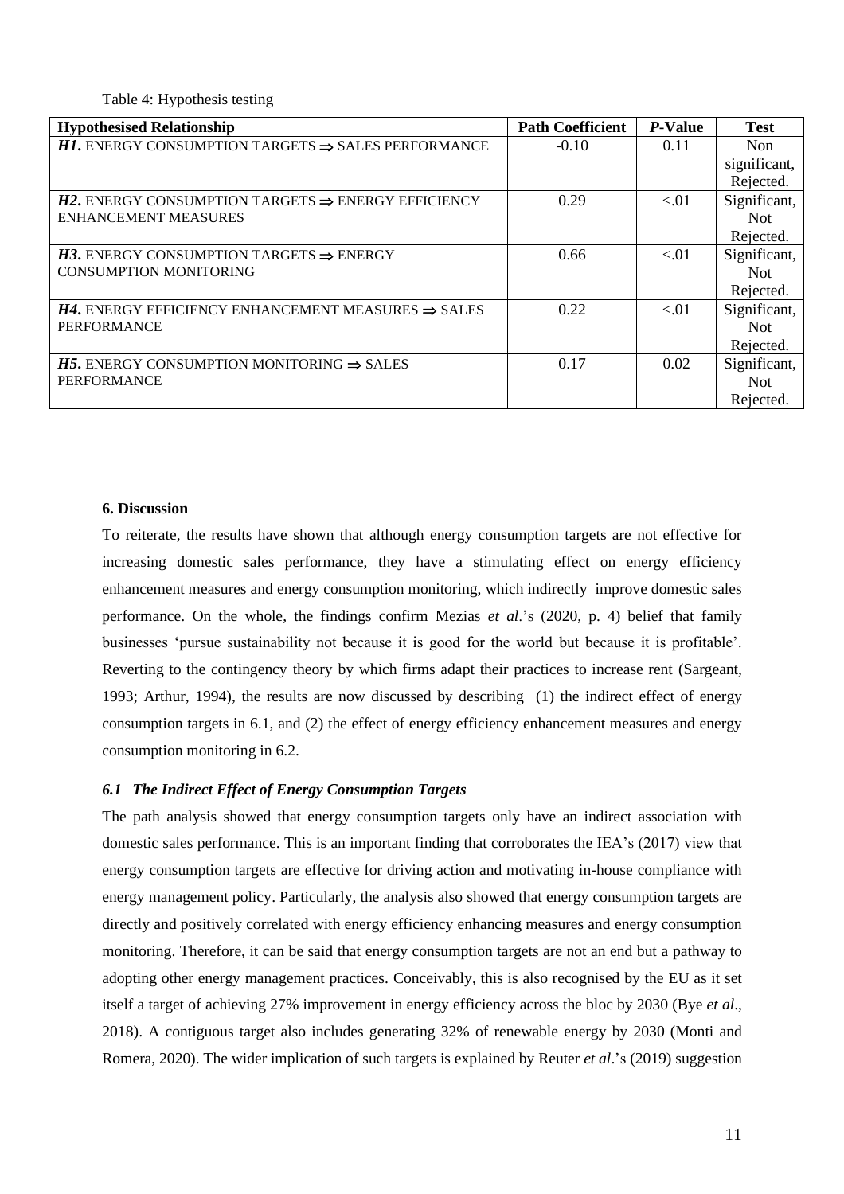Table 4: Hypothesis testing

| Hypothesised Relationship | Path Coefficient | *P*-Value | Test |
|---|---|---|---|
| ***H1***. ENERGY CONSUMPTION TARGETS ⇒ SALES PERFORMANCE | -0.10 | 0.11 | Non significant, Rejected. |
| ***H2***. ENERGY CONSUMPTION TARGETS ⇒ ENERGY EFFICIENCY ENHANCEMENT MEASURES | 0.29 | <.01 | Significant, Not Rejected. |
| ***H3***. ENERGY CONSUMPTION TARGETS ⇒ ENERGY CONSUMPTION MONITORING | 0.66 | <.01 | Significant, Not Rejected. |
| ***H4***. ENERGY EFFICIENCY ENHANCEMENT MEASURES ⇒ SALES PERFORMANCE | 0.22 | <.01 | Significant, Not Rejected. |
| ***H5***. ENERGY CONSUMPTION MONITORING ⇒ SALES PERFORMANCE | 0.17 | 0.02 | Significant, Not Rejected. |

## 6. Discussion

To reiterate, the results have shown that although energy consumption targets are not effective for increasing domestic sales performance, they have a stimulating effect on energy efficiency enhancement measures and energy consumption monitoring, which indirectly improve domestic sales performance. On the whole, the findings confirm Mezias *et al*.'s (2020, p. 4) belief that family businesses 'pursue sustainability not because it is good for the world but because it is profitable'. Reverting to the contingency theory by which firms adapt their practices to increase rent (Sargeant, 1993; Arthur, 1994), the results are now discussed by describing (1) the indirect effect of energy consumption targets in 6.1, and (2) the effect of energy efficiency enhancement measures and energy consumption monitoring in 6.2.

### *6.1 The Indirect Effect of Energy Consumption Targets*

The path analysis showed that energy consumption targets only have an indirect association with domestic sales performance. This is an important finding that corroborates the IEA's (2017) view that energy consumption targets are effective for driving action and motivating in-house compliance with energy management policy. Particularly, the analysis also showed that energy consumption targets are directly and positively correlated with energy efficiency enhancing measures and energy consumption monitoring. Therefore, it can be said that energy consumption targets are not an end but a pathway to adopting other energy management practices. Conceivably, this is also recognised by the EU as it set itself a target of achieving 27% improvement in energy efficiency across the bloc by 2030 (Bye *et al*., 2018). A contiguous target also includes generating 32% of renewable energy by 2030 (Monti and Romera, 2020). The wider implication of such targets is explained by Reuter *et al*.'s (2019) suggestion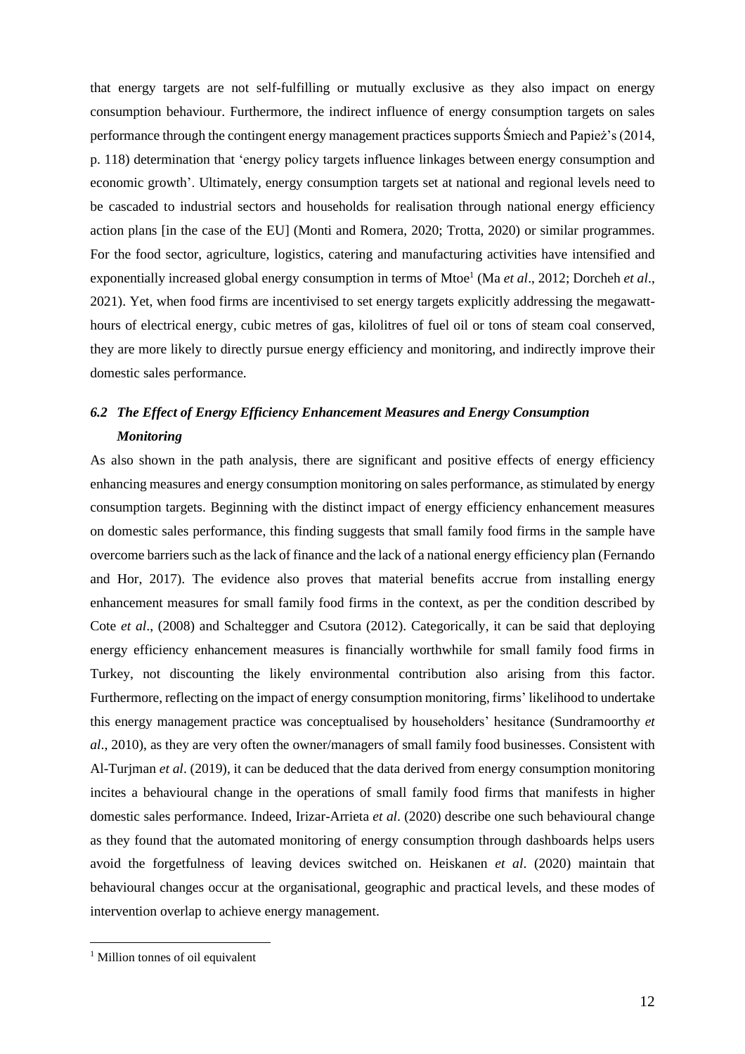that energy targets are not self-fulfilling or mutually exclusive as they also impact on energy consumption behaviour. Furthermore, the indirect influence of energy consumption targets on sales performance through the contingent energy management practices supports Śmiech and Papież's (2014, p. 118) determination that 'energy policy targets influence linkages between energy consumption and economic growth'. Ultimately, energy consumption targets set at national and regional levels need to be cascaded to industrial sectors and households for realisation through national energy efficiency action plans [in the case of the EU] (Monti and Romera, 2020; Trotta, 2020) or similar programmes. For the food sector, agriculture, logistics, catering and manufacturing activities have intensified and exponentially increased global energy consumption in terms of Mtoe[1] (Ma *et al*., 2012; Dorcheh *et al*., 2021). Yet, when food firms are incentivised to set energy targets explicitly addressing the megawatt-hours of electrical energy, cubic metres of gas, kilolitres of fuel oil or tons of steam coal conserved, they are more likely to directly pursue energy efficiency and monitoring, and indirectly improve their domestic sales performance.

### *6.2 The Effect of Energy Efficiency Enhancement Measures and Energy Consumption Monitoring*

As also shown in the path analysis, there are significant and positive effects of energy efficiency enhancing measures and energy consumption monitoring on sales performance, as stimulated by energy consumption targets. Beginning with the distinct impact of energy efficiency enhancement measures on domestic sales performance, this finding suggests that small family food firms in the sample have overcome barriers such as the lack of finance and the lack of a national energy efficiency plan (Fernando and Hor, 2017). The evidence also proves that material benefits accrue from installing energy enhancement measures for small family food firms in the context, as per the condition described by Cote *et al*., (2008) and Schaltegger and Csutora (2012). Categorically, it can be said that deploying energy efficiency enhancement measures is financially worthwhile for small family food firms in Turkey, not discounting the likely environmental contribution also arising from this factor. Furthermore, reflecting on the impact of energy consumption monitoring, firms' likelihood to undertake this energy management practice was conceptualised by householders' hesitance (Sundramoorthy *et al*., 2010), as they are very often the owner/managers of small family food businesses. Consistent with Al-Turjman *et al*. (2019), it can be deduced that the data derived from energy consumption monitoring incites a behavioural change in the operations of small family food firms that manifests in higher domestic sales performance. Indeed, Irizar-Arrieta *et al*. (2020) describe one such behavioural change as they found that the automated monitoring of energy consumption through dashboards helps users avoid the forgetfulness of leaving devices switched on. Heiskanen *et al*. (2020) maintain that behavioural changes occur at the organisational, geographic and practical levels, and these modes of intervention overlap to achieve energy management.

---

[1] Million tonnes of oil equivalent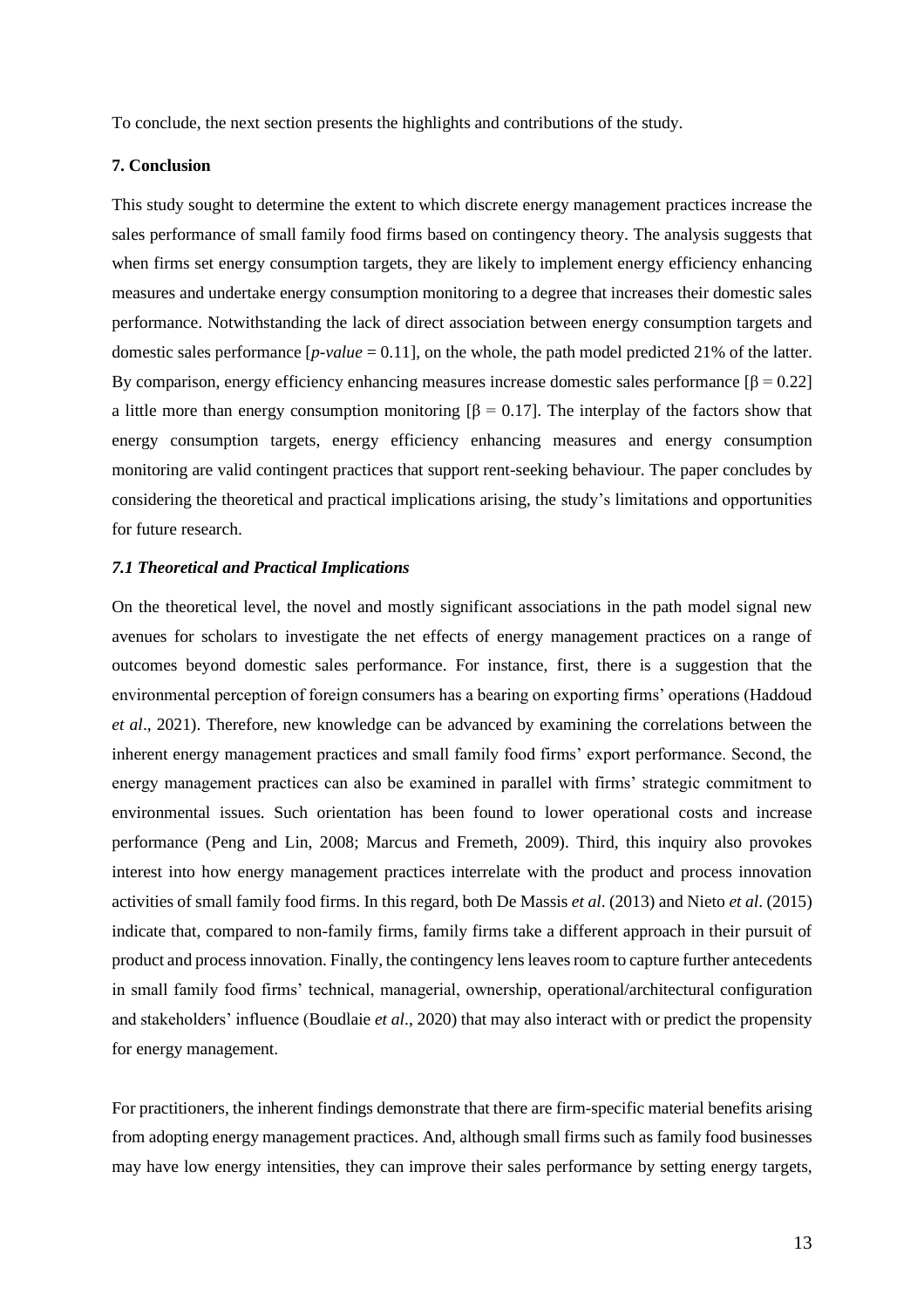To conclude, the next section presents the highlights and contributions of the study.

## 7. Conclusion

This study sought to determine the extent to which discrete energy management practices increase the sales performance of small family food firms based on contingency theory. The analysis suggests that when firms set energy consumption targets, they are likely to implement energy efficiency enhancing measures and undertake energy consumption monitoring to a degree that increases their domestic sales performance. Notwithstanding the lack of direct association between energy consumption targets and domestic sales performance [*p-value* = 0.11], on the whole, the path model predicted 21% of the latter. By comparison, energy efficiency enhancing measures increase domestic sales performance [$\beta = 0.22$] a little more than energy consumption monitoring [$\beta = 0.17$]. The interplay of the factors show that energy consumption targets, energy efficiency enhancing measures and energy consumption monitoring are valid contingent practices that support rent-seeking behaviour. The paper concludes by considering the theoretical and practical implications arising, the study's limitations and opportunities for future research.

### *7.1 Theoretical and Practical Implications*

On the theoretical level, the novel and mostly significant associations in the path model signal new avenues for scholars to investigate the net effects of energy management practices on a range of outcomes beyond domestic sales performance. For instance, first, there is a suggestion that the environmental perception of foreign consumers has a bearing on exporting firms' operations (Haddoud *et al*., 2021). Therefore, new knowledge can be advanced by examining the correlations between the inherent energy management practices and small family food firms' export performance. Second, the energy management practices can also be examined in parallel with firms' strategic commitment to environmental issues. Such orientation has been found to lower operational costs and increase performance (Peng and Lin, 2008; Marcus and Fremeth, 2009). Third, this inquiry also provokes interest into how energy management practices interrelate with the product and process innovation activities of small family food firms. In this regard, both De Massis *et al*. (2013) and Nieto *et al*. (2015) indicate that, compared to non-family firms, family firms take a different approach in their pursuit of product and process innovation. Finally, the contingency lens leaves room to capture further antecedents in small family food firms' technical, managerial, ownership, operational/architectural configuration and stakeholders' influence (Boudlaie *et al*., 2020) that may also interact with or predict the propensity for energy management.

For practitioners, the inherent findings demonstrate that there are firm-specific material benefits arising from adopting energy management practices. And, although small firms such as family food businesses may have low energy intensities, they can improve their sales performance by setting energy targets,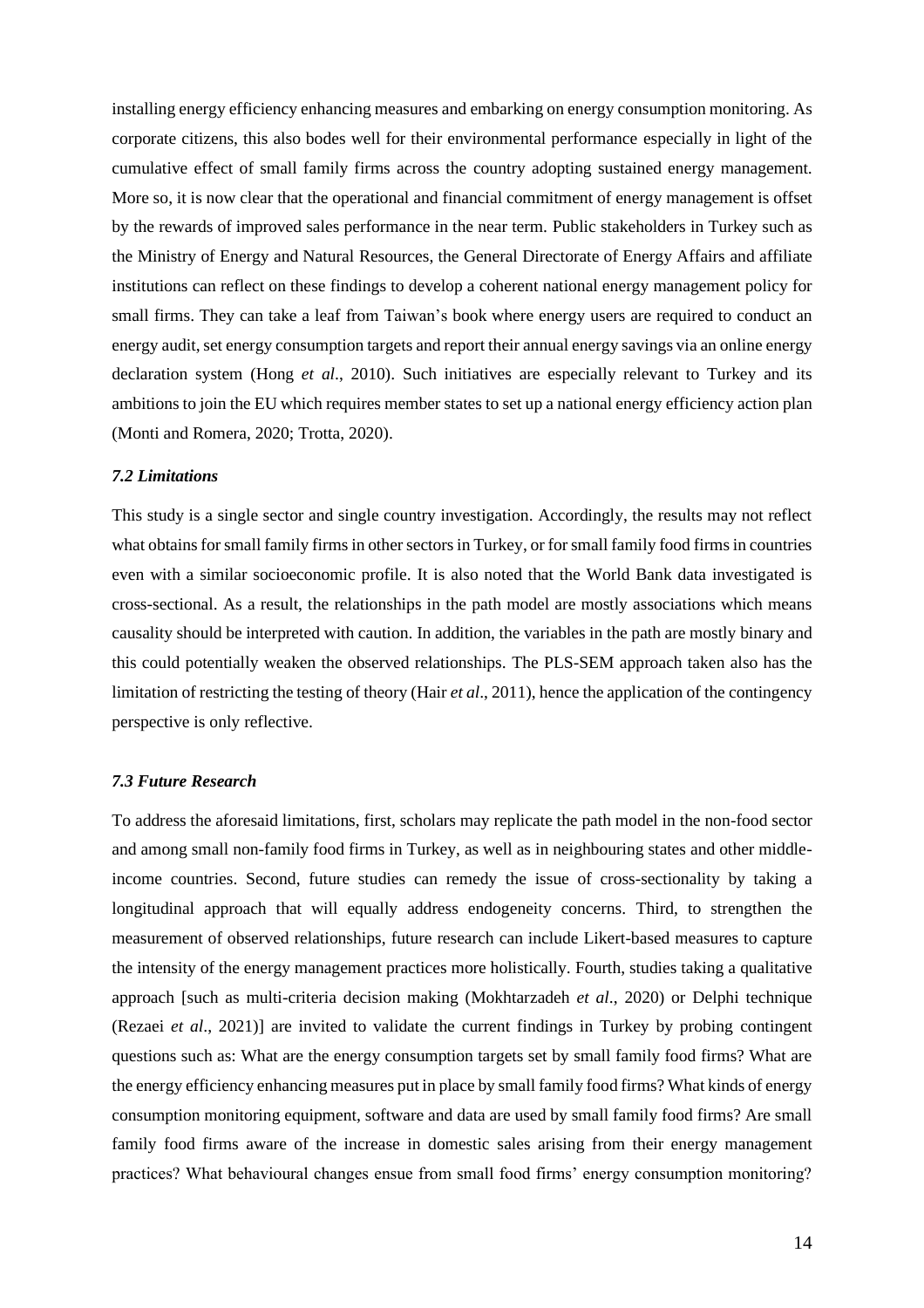installing energy efficiency enhancing measures and embarking on energy consumption monitoring. As corporate citizens, this also bodes well for their environmental performance especially in light of the cumulative effect of small family firms across the country adopting sustained energy management. More so, it is now clear that the operational and financial commitment of energy management is offset by the rewards of improved sales performance in the near term. Public stakeholders in Turkey such as the Ministry of Energy and Natural Resources, the General Directorate of Energy Affairs and affiliate institutions can reflect on these findings to develop a coherent national energy management policy for small firms. They can take a leaf from Taiwan's book where energy users are required to conduct an energy audit, set energy consumption targets and report their annual energy savings via an online energy declaration system (Hong *et al*., 2010). Such initiatives are especially relevant to Turkey and its ambitions to join the EU which requires member states to set up a national energy efficiency action plan (Monti and Romera, 2020; Trotta, 2020).

### *7.2 Limitations*

This study is a single sector and single country investigation. Accordingly, the results may not reflect what obtains for small family firms in other sectors in Turkey, or for small family food firms in countries even with a similar socioeconomic profile. It is also noted that the World Bank data investigated is cross-sectional. As a result, the relationships in the path model are mostly associations which means causality should be interpreted with caution. In addition, the variables in the path are mostly binary and this could potentially weaken the observed relationships. The PLS-SEM approach taken also has the limitation of restricting the testing of theory (Hair *et al*., 2011), hence the application of the contingency perspective is only reflective.

### *7.3 Future Research*

To address the aforesaid limitations, first, scholars may replicate the path model in the non-food sector and among small non-family food firms in Turkey, as well as in neighbouring states and other middle-income countries. Second, future studies can remedy the issue of cross-sectionality by taking a longitudinal approach that will equally address endogeneity concerns. Third, to strengthen the measurement of observed relationships, future research can include Likert-based measures to capture the intensity of the energy management practices more holistically. Fourth, studies taking a qualitative approach [such as multi-criteria decision making (Mokhtarzadeh *et al*., 2020) or Delphi technique (Rezaei *et al*., 2021)] are invited to validate the current findings in Turkey by probing contingent questions such as: What are the energy consumption targets set by small family food firms? What are the energy efficiency enhancing measures put in place by small family food firms? What kinds of energy consumption monitoring equipment, software and data are used by small family food firms? Are small family food firms aware of the increase in domestic sales arising from their energy management practices? What behavioural changes ensue from small food firms' energy consumption monitoring?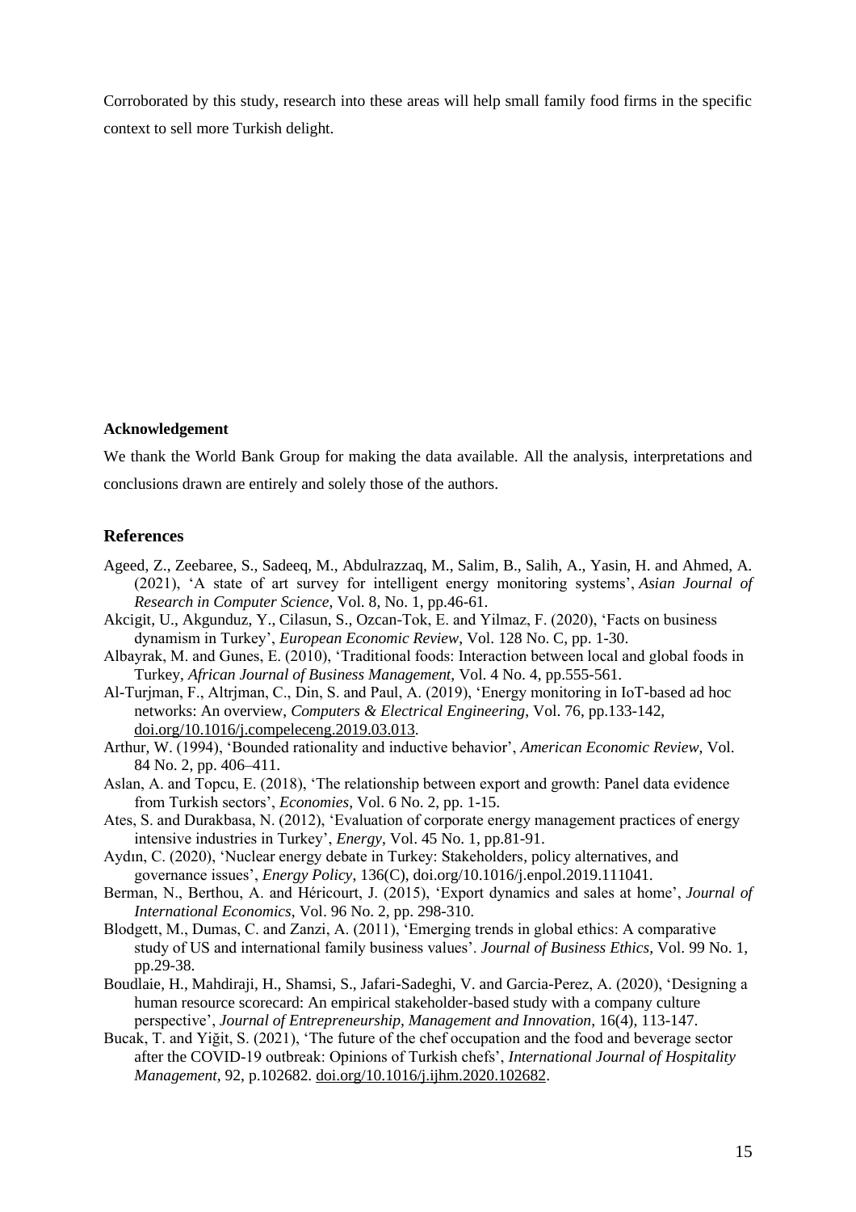Corroborated by this study, research into these areas will help small family food firms in the specific context to sell more Turkish delight.

**Acknowledgement**

We thank the World Bank Group for making the data available. All the analysis, interpretations and conclusions drawn are entirely and solely those of the authors.

## References

Ageed, Z., Zeebaree, S., Sadeeq, M., Abdulrazzaq, M., Salim, B., Salih, A., Yasin, H. and Ahmed, A. (2021), 'A state of art survey for intelligent energy monitoring systems', *Asian Journal of Research in Computer Science*, Vol. 8, No. 1, pp.46-61.

Akcigit, U., Akgunduz, Y., Cilasun, S., Ozcan-Tok, E. and Yilmaz, F. (2020), 'Facts on business dynamism in Turkey', *European Economic Review*, Vol. 128 No. C, pp. 1-30.

Albayrak, M. and Gunes, E. (2010), 'Traditional foods: Interaction between local and global foods in Turkey, *African Journal of Business Management*, Vol. 4 No. 4, pp.555-561.

Al-Turjman, F., Altrjman, C., Din, S. and Paul, A. (2019), 'Energy monitoring in IoT-based ad hoc networks: An overview, *Computers & Electrical Engineering*, Vol. 76, pp.133-142, doi.org/10.1016/j.compeleceng.2019.03.013.

Arthur, W. (1994), 'Bounded rationality and inductive behavior', *American Economic Review*, Vol. 84 No. 2, pp. 406–411.

Aslan, A. and Topcu, E. (2018), 'The relationship between export and growth: Panel data evidence from Turkish sectors', *Economies*, Vol. 6 No. 2, pp. 1-15.

Ates, S. and Durakbasa, N. (2012), 'Evaluation of corporate energy management practices of energy intensive industries in Turkey', *Energy*, Vol. 45 No. 1, pp.81-91.

Aydın, C. (2020), 'Nuclear energy debate in Turkey: Stakeholders, policy alternatives, and governance issues', *Energy Policy*, 136(C), doi.org/10.1016/j.enpol.2019.111041.

Berman, N., Berthou, A. and Héricourt, J. (2015), 'Export dynamics and sales at home', *Journal of International Economics*, Vol. 96 No. 2, pp. 298-310.

Blodgett, M., Dumas, C. and Zanzi, A. (2011), 'Emerging trends in global ethics: A comparative study of US and international family business values'. *Journal of Business Ethics*, Vol. 99 No. 1, pp.29-38.

Boudlaie, H., Mahdiraji, H., Shamsi, S., Jafari-Sadeghi, V. and Garcia-Perez, A. (2020), 'Designing a human resource scorecard: An empirical stakeholder-based study with a company culture perspective', *Journal of Entrepreneurship, Management and Innovation*, 16(4), 113-147.

Bucak, T. and Yiğit, S. (2021), 'The future of the chef occupation and the food and beverage sector after the COVID-19 outbreak: Opinions of Turkish chefs', *International Journal of Hospitality Management*, 92, p.102682. doi.org/10.1016/j.ijhm.2020.102682.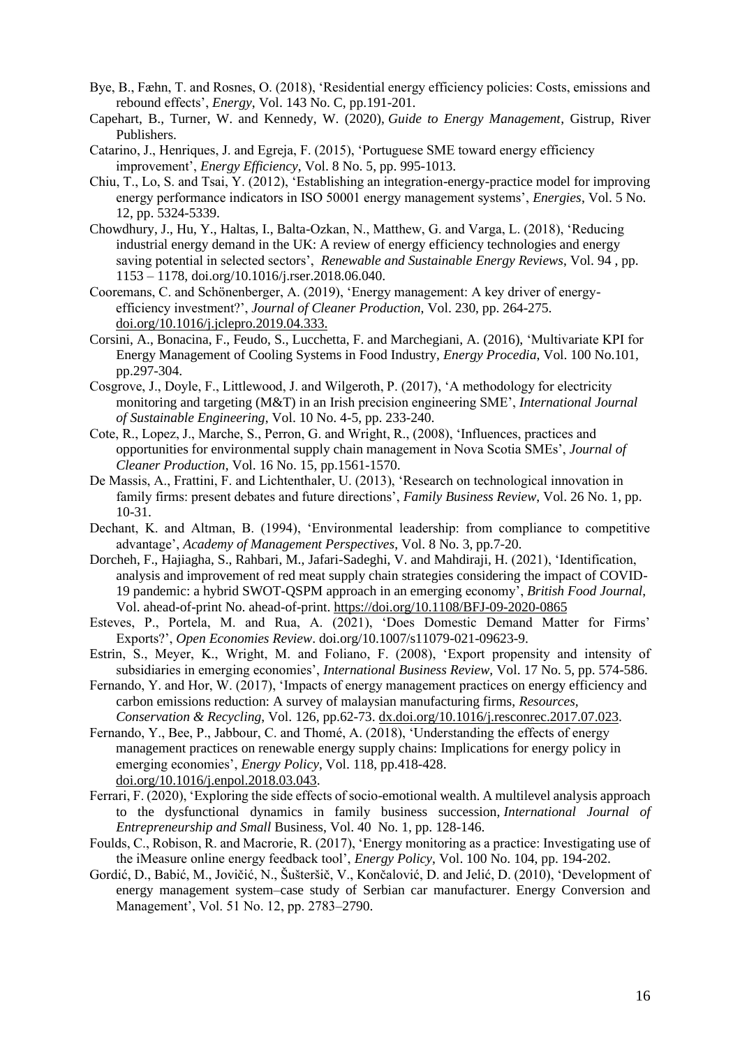Bye, B., Fæhn, T. and Rosnes, O. (2018), 'Residential energy efficiency policies: Costs, emissions and rebound effects', *Energy*, Vol. 143 No. C, pp.191-201.

Capehart, B., Turner, W. and Kennedy, W. (2020), *Guide to Energy Management*, Gistrup, River Publishers.

Catarino, J., Henriques, J. and Egreja, F. (2015), 'Portuguese SME toward energy efficiency improvement', *Energy Efficiency*, Vol. 8 No. 5, pp. 995-1013.

Chiu, T., Lo, S. and Tsai, Y. (2012), 'Establishing an integration-energy-practice model for improving energy performance indicators in ISO 50001 energy management systems', *Energies*, Vol. 5 No. 12, pp. 5324-5339.

Chowdhury, J., Hu, Y., Haltas, I., Balta-Ozkan, N., Matthew, G. and Varga, L. (2018), 'Reducing industrial energy demand in the UK: A review of energy efficiency technologies and energy saving potential in selected sectors', *Renewable and Sustainable Energy Reviews*, Vol. 94 , pp. 1153 – 1178, doi.org/10.1016/j.rser.2018.06.040.

Cooremans, C. and Schönenberger, A. (2019), 'Energy management: A key driver of energy-efficiency investment?', *Journal of Cleaner Production*, Vol. 230, pp. 264-275. doi.org/10.1016/j.jclepro.2019.04.333.

Corsini, A., Bonacina, F., Feudo, S., Lucchetta, F. and Marchegiani, A. (2016), 'Multivariate KPI for Energy Management of Cooling Systems in Food Industry, *Energy Procedia*, Vol. 100 No.101, pp.297-304.

Cosgrove, J., Doyle, F., Littlewood, J. and Wilgeroth, P. (2017), 'A methodology for electricity monitoring and targeting (M&T) in an Irish precision engineering SME', *International Journal of Sustainable Engineering*, Vol. 10 No. 4-5, pp. 233-240.

Cote, R., Lopez, J., Marche, S., Perron, G. and Wright, R., (2008), 'Influences, practices and opportunities for environmental supply chain management in Nova Scotia SMEs', *Journal of Cleaner Production*, Vol. 16 No. 15, pp.1561-1570.

De Massis, A., Frattini, F. and Lichtenthaler, U. (2013), 'Research on technological innovation in family firms: present debates and future directions', *Family Business Review*, Vol. 26 No. 1, pp. 10-31.

Dechant, K. and Altman, B. (1994), 'Environmental leadership: from compliance to competitive advantage', *Academy of Management Perspectives*, Vol. 8 No. 3, pp.7-20.

Dorcheh, F., Hajiagha, S., Rahbari, M., Jafari-Sadeghi, V. and Mahdiraji, H. (2021), 'Identification, analysis and improvement of red meat supply chain strategies considering the impact of COVID-19 pandemic: a hybrid SWOT-QSPM approach in an emerging economy', *British Food Journal*, Vol. ahead-of-print No. ahead-of-print. https://doi.org/10.1108/BFJ-09-2020-0865

Esteves, P., Portela, M. and Rua, A. (2021), 'Does Domestic Demand Matter for Firms' Exports?', *Open Economies Review*. doi.org/10.1007/s11079-021-09623-9.

Estrin, S., Meyer, K., Wright, M. and Foliano, F. (2008), 'Export propensity and intensity of subsidiaries in emerging economies', *International Business Review*, Vol. 17 No. 5, pp. 574-586.

Fernando, Y. and Hor, W. (2017), 'Impacts of energy management practices on energy efficiency and carbon emissions reduction: A survey of malaysian manufacturing firms, *Resources, Conservation & Recycling*, Vol. 126, pp.62-73. dx.doi.org/10.1016/j.resconrec.2017.07.023.

Fernando, Y., Bee, P., Jabbour, C. and Thomé, A. (2018), 'Understanding the effects of energy management practices on renewable energy supply chains: Implications for energy policy in emerging economies', *Energy Policy*, Vol. 118, pp.418-428. doi.org/10.1016/j.enpol.2018.03.043.

Ferrari, F. (2020), 'Exploring the side effects of socio-emotional wealth. A multilevel analysis approach to the dysfunctional dynamics in family business succession, *International Journal of Entrepreneurship and Small* Business, Vol. 40 No. 1, pp. 128-146.

Foulds, C., Robison, R. and Macrorie, R. (2017), 'Energy monitoring as a practice: Investigating use of the iMeasure online energy feedback tool', *Energy Policy*, Vol. 100 No. 104, pp. 194-202.

Gordić, D., Babić, M., Jovičić, N., Šušteršič, V., Končalović, D. and Jelić, D. (2010), 'Development of energy management system–case study of Serbian car manufacturer. Energy Conversion and Management', Vol. 51 No. 12, pp. 2783–2790.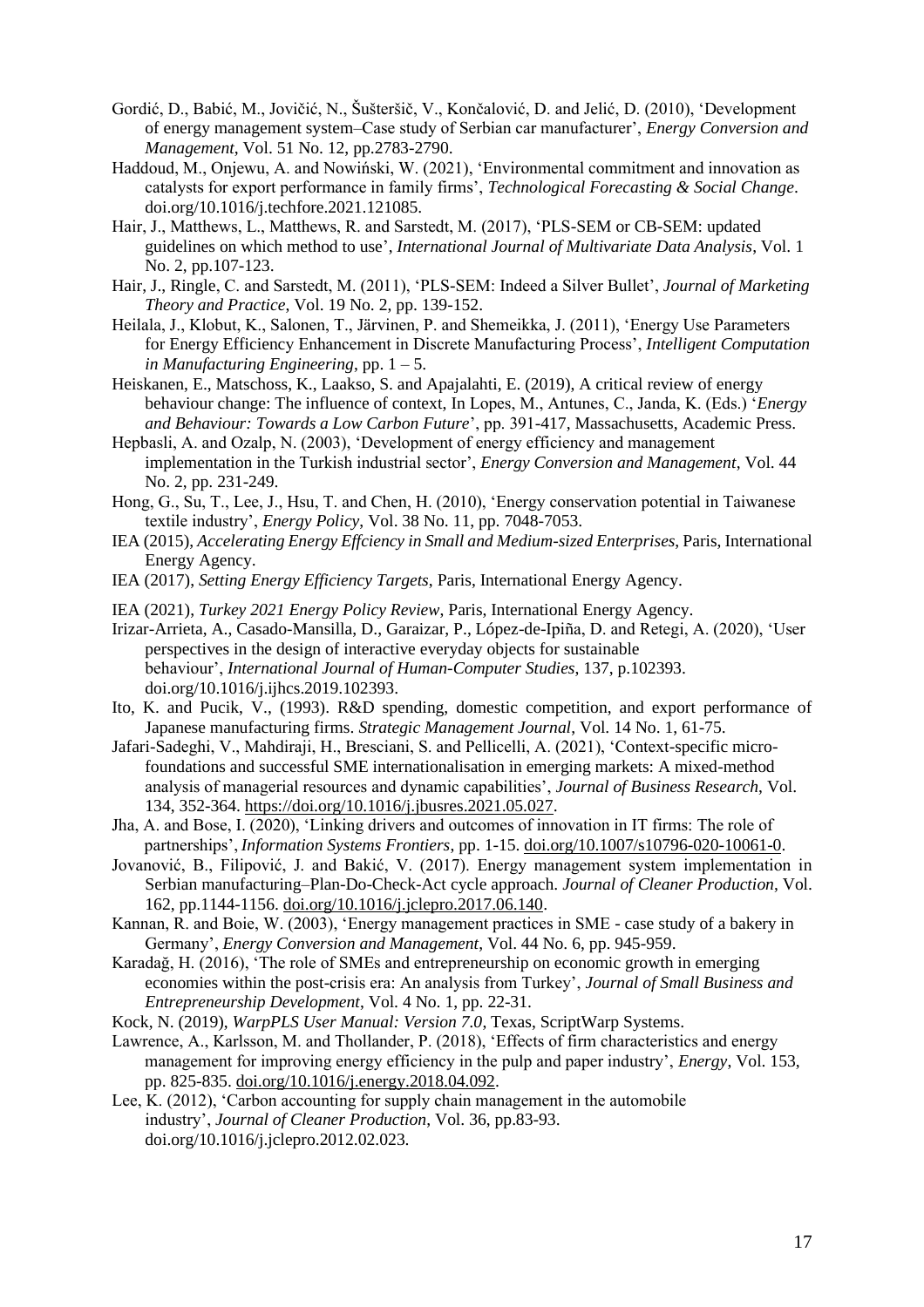Gordić, D., Babić, M., Jovičić, N., Šušteršič, V., Končalović, D. and Jelić, D. (2010), 'Development of energy management system–Case study of Serbian car manufacturer', *Energy Conversion and Management*, Vol. 51 No. 12, pp.2783-2790.

Haddoud, M., Onjewu, A. and Nowiński, W. (2021), 'Environmental commitment and innovation as catalysts for export performance in family firms', *Technological Forecasting & Social Change*. doi.org/10.1016/j.techfore.2021.121085.

Hair, J., Matthews, L., Matthews, R. and Sarstedt, M. (2017), 'PLS-SEM or CB-SEM: updated guidelines on which method to use', *International Journal of Multivariate Data Analysis*, Vol. 1 No. 2, pp.107-123.

Hair, J., Ringle, C. and Sarstedt, M. (2011), 'PLS-SEM: Indeed a Silver Bullet', *Journal of Marketing Theory and Practice*, Vol. 19 No. 2, pp. 139-152.

Heilala, J., Klobut, K., Salonen, T., Järvinen, P. and Shemeikka, J. (2011), 'Energy Use Parameters for Energy Efficiency Enhancement in Discrete Manufacturing Process', *Intelligent Computation in Manufacturing Engineering*, pp. 1 – 5.

Heiskanen, E., Matschoss, K., Laakso, S. and Apajalahti, E. (2019), A critical review of energy behaviour change: The influence of context, In Lopes, M., Antunes, C., Janda, K. (Eds.) '*Energy and Behaviour: Towards a Low Carbon Future*', pp. 391-417, Massachusetts, Academic Press.

Hepbasli, A. and Ozalp, N. (2003), 'Development of energy efficiency and management implementation in the Turkish industrial sector', *Energy Conversion and Management*, Vol. 44 No. 2, pp. 231-249.

Hong, G., Su, T., Lee, J., Hsu, T. and Chen, H. (2010), 'Energy conservation potential in Taiwanese textile industry', *Energy Policy*, Vol. 38 No. 11, pp. 7048-7053.

IEA (2015), *Accelerating Energy Effciency in Small and Medium-sized Enterprises*, Paris, International Energy Agency.

IEA (2017), *Setting Energy Efficiency Targets*, Paris, International Energy Agency.

IEA (2021), *Turkey 2021 Energy Policy Review*, Paris, International Energy Agency.

Irizar-Arrieta, A., Casado-Mansilla, D., Garaizar, P., López-de-Ipiña, D. and Retegi, A. (2020), 'User perspectives in the design of interactive everyday objects for sustainable behaviour', *International Journal of Human-Computer Studies*, 137, p.102393. doi.org/10.1016/j.ijhcs.2019.102393.

Ito, K. and Pucik, V., (1993). R&D spending, domestic competition, and export performance of Japanese manufacturing firms. *Strategic Management Journal*, Vol. 14 No. 1, 61-75.

Jafari-Sadeghi, V., Mahdiraji, H., Bresciani, S. and Pellicelli, A. (2021), 'Context-specific micro-foundations and successful SME internationalisation in emerging markets: A mixed-method analysis of managerial resources and dynamic capabilities', *Journal of Business Research*, Vol. 134, 352-364. https://doi.org/10.1016/j.jbusres.2021.05.027.

Jha, A. and Bose, I. (2020), 'Linking drivers and outcomes of innovation in IT firms: The role of partnerships', *Information Systems Frontiers*, pp. 1-15. doi.org/10.1007/s10796-020-10061-0.

Jovanović, B., Filipović, J. and Bakić, V. (2017). Energy management system implementation in Serbian manufacturing–Plan-Do-Check-Act cycle approach. *Journal of Cleaner Production*, Vol. 162, pp.1144-1156. doi.org/10.1016/j.jclepro.2017.06.140.

Kannan, R. and Boie, W. (2003), 'Energy management practices in SME - case study of a bakery in Germany', *Energy Conversion and Management*, Vol. 44 No. 6, pp. 945-959.

Karadağ, H. (2016), 'The role of SMEs and entrepreneurship on economic growth in emerging economies within the post-crisis era: An analysis from Turkey', *Journal of Small Business and Entrepreneurship Development*, Vol. 4 No. 1, pp. 22-31.

Kock, N. (2019), *WarpPLS User Manual: Version 7.0*, Texas, ScriptWarp Systems.

Lawrence, A., Karlsson, M. and Thollander, P. (2018), 'Effects of firm characteristics and energy management for improving energy efficiency in the pulp and paper industry', *Energy*, Vol. 153, pp. 825-835. doi.org/10.1016/j.energy.2018.04.092.

Lee, K. (2012), 'Carbon accounting for supply chain management in the automobile industry', *Journal of Cleaner Production*, Vol. 36, pp.83-93. doi.org/10.1016/j.jclepro.2012.02.023.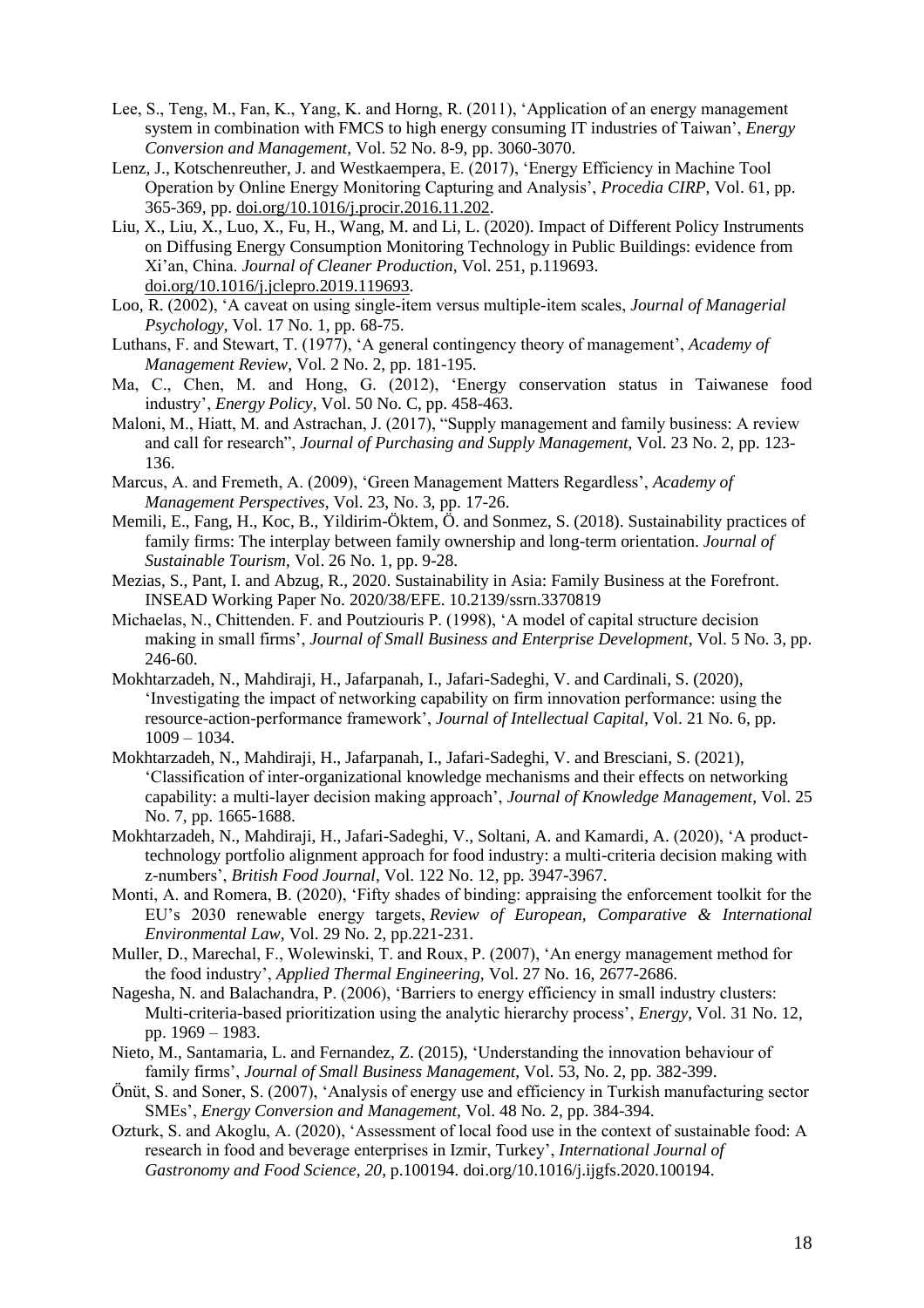Lee, S., Teng, M., Fan, K., Yang, K. and Horng, R. (2011), 'Application of an energy management system in combination with FMCS to high energy consuming IT industries of Taiwan', *Energy Conversion and Management*, Vol. 52 No. 8-9, pp. 3060-3070.

Lenz, J., Kotschenreuther, J. and Westkaempera, E. (2017), 'Energy Efficiency in Machine Tool Operation by Online Energy Monitoring Capturing and Analysis', *Procedia CIRP*, Vol. 61, pp. 365-369, pp. doi.org/10.1016/j.procir.2016.11.202.

Liu, X., Liu, X., Luo, X., Fu, H., Wang, M. and Li, L. (2020). Impact of Different Policy Instruments on Diffusing Energy Consumption Monitoring Technology in Public Buildings: evidence from Xi'an, China. *Journal of Cleaner Production*, Vol. 251, p.119693. doi.org/10.1016/j.jclepro.2019.119693.

Loo, R. (2002), 'A caveat on using single-item versus multiple-item scales, *Journal of Managerial Psychology*, Vol. 17 No. 1, pp. 68-75.

Luthans, F. and Stewart, T. (1977), 'A general contingency theory of management', *Academy of Management Review*, Vol. 2 No. 2, pp. 181-195.

Ma, C., Chen, M. and Hong, G. (2012), 'Energy conservation status in Taiwanese food industry', *Energy Policy*, Vol. 50 No. C, pp. 458-463.

Maloni, M., Hiatt, M. and Astrachan, J. (2017), "Supply management and family business: A review and call for research", *Journal of Purchasing and Supply Management*, Vol. 23 No. 2, pp. 123-136.

Marcus, A. and Fremeth, A. (2009), 'Green Management Matters Regardless', *Academy of Management Perspectives*, Vol. 23, No. 3, pp. 17-26.

Memili, E., Fang, H., Koc, B., Yildirim-Öktem, Ö. and Sonmez, S. (2018). Sustainability practices of family firms: The interplay between family ownership and long-term orientation. *Journal of Sustainable Tourism*, Vol. 26 No. 1, pp. 9-28.

Mezias, S., Pant, I. and Abzug, R., 2020. Sustainability in Asia: Family Business at the Forefront. INSEAD Working Paper No. 2020/38/EFE. 10.2139/ssrn.3370819

Michaelas, N., Chittenden. F. and Poutziouris P. (1998), 'A model of capital structure decision making in small firms', *Journal of Small Business and Enterprise Development*, Vol. 5 No. 3, pp. 246-60.

Mokhtarzadeh, N., Mahdiraji, H., Jafarpanah, I., Jafari-Sadeghi, V. and Cardinali, S. (2020), 'Investigating the impact of networking capability on firm innovation performance: using the resource-action-performance framework', *Journal of Intellectual Capital*, Vol. 21 No. 6, pp. 1009 – 1034.

Mokhtarzadeh, N., Mahdiraji, H., Jafarpanah, I., Jafari-Sadeghi, V. and Bresciani, S. (2021), 'Classification of inter-organizational knowledge mechanisms and their effects on networking capability: a multi-layer decision making approach', *Journal of Knowledge Management*, Vol. 25 No. 7, pp. 1665-1688.

Mokhtarzadeh, N., Mahdiraji, H., Jafari-Sadeghi, V., Soltani, A. and Kamardi, A. (2020), 'A product-technology portfolio alignment approach for food industry: a multi-criteria decision making with z-numbers', *British Food Journal*, Vol. 122 No. 12, pp. 3947-3967.

Monti, A. and Romera, B. (2020), 'Fifty shades of binding: appraising the enforcement toolkit for the EU's 2030 renewable energy targets, *Review of European, Comparative & International Environmental Law*, Vol. 29 No. 2, pp.221-231.

Muller, D., Marechal, F., Wolewinski, T. and Roux, P. (2007), 'An energy management method for the food industry', *Applied Thermal Engineering*, Vol. 27 No. 16, 2677-2686.

Nagesha, N. and Balachandra, P. (2006), 'Barriers to energy efficiency in small industry clusters: Multi-criteria-based prioritization using the analytic hierarchy process', *Energy*, Vol. 31 No. 12, pp. 1969 – 1983.

Nieto, M., Santamaria, L. and Fernandez, Z. (2015), 'Understanding the innovation behaviour of family firms', *Journal of Small Business Management*, Vol. 53, No. 2, pp. 382-399.

Önüt, S. and Soner, S. (2007), 'Analysis of energy use and efficiency in Turkish manufacturing sector SMEs', *Energy Conversion and Management*, Vol. 48 No. 2, pp. 384-394.

Ozturk, S. and Akoglu, A. (2020), 'Assessment of local food use in the context of sustainable food: A research in food and beverage enterprises in Izmir, Turkey', *International Journal of Gastronomy and Food Science*, *20*, p.100194. doi.org/10.1016/j.ijgfs.2020.100194.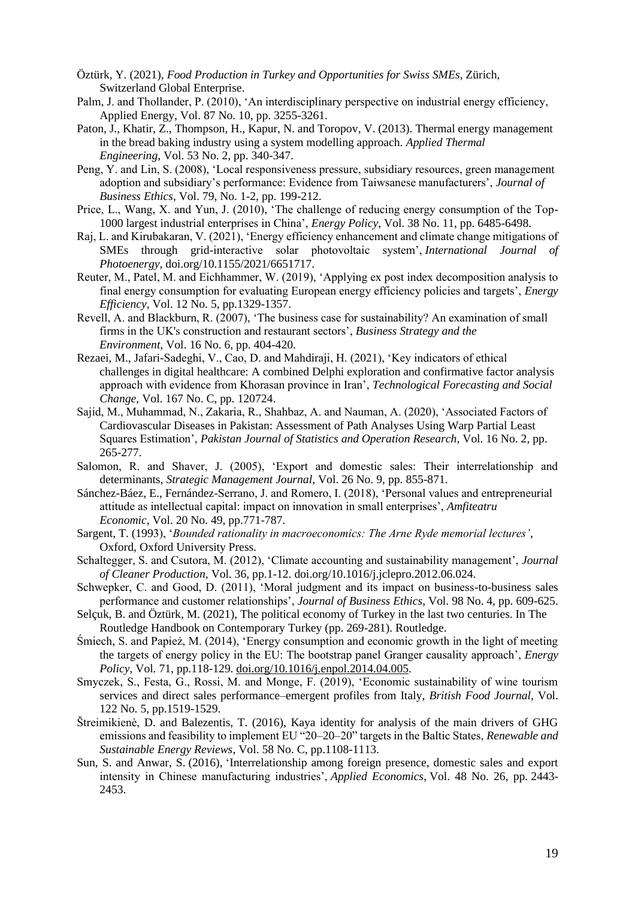Öztürk, Y. (2021), *Food Production in Turkey and Opportunities for Swiss SMEs*, Zürich, Switzerland Global Enterprise.

Palm, J. and Thollander, P. (2010), 'An interdisciplinary perspective on industrial energy efficiency, Applied Energy, Vol. 87 No. 10, pp. 3255-3261.

Paton, J., Khatir, Z., Thompson, H., Kapur, N. and Toropov, V. (2013). Thermal energy management in the bread baking industry using a system modelling approach. *Applied Thermal Engineering*, Vol. 53 No. 2, pp. 340-347.

Peng, Y. and Lin, S. (2008), 'Local responsiveness pressure, subsidiary resources, green management adoption and subsidiary's performance: Evidence from Taiwsanese manufacturers', *Journal of Business Ethics*, Vol. 79, No. 1-2, pp. 199-212.

Price, L., Wang, X. and Yun, J. (2010), 'The challenge of reducing energy consumption of the Top-1000 largest industrial enterprises in China', *Energy Policy*, Vol. 38 No. 11, pp. 6485-6498.

Raj, L. and Kirubakaran, V. (2021), 'Energy efficiency enhancement and climate change mitigations of SMEs through grid-interactive solar photovoltaic system', *International Journal of Photoenergy*, doi.org/10.1155/2021/6651717.

Reuter, M., Patel, M. and Eichhammer, W. (2019), 'Applying ex post index decomposition analysis to final energy consumption for evaluating European energy efficiency policies and targets', *Energy Efficiency*, Vol. 12 No. 5, pp.1329-1357.

Revell, A. and Blackburn, R. (2007), 'The business case for sustainability? An examination of small firms in the UK's construction and restaurant sectors', *Business Strategy and the Environment*, Vol. 16 No. 6, pp. 404-420.

Rezaei, M., Jafari-Sadeghi, V., Cao, D. and Mahdiraji, H. (2021), 'Key indicators of ethical challenges in digital healthcare: A combined Delphi exploration and confirmative factor analysis approach with evidence from Khorasan province in Iran', *Technological Forecasting and Social Change*, Vol. 167 No. C, pp. 120724.

Sajid, M., Muhammad, N., Zakaria, R., Shahbaz, A. and Nauman, A. (2020), 'Associated Factors of Cardiovascular Diseases in Pakistan: Assessment of Path Analyses Using Warp Partial Least Squares Estimation', *Pakistan Journal of Statistics and Operation Research*, Vol. 16 No. 2, pp. 265-277.

Salomon, R. and Shaver, J. (2005), 'Export and domestic sales: Their interrelationship and determinants, *Strategic Management Journal*, Vol. 26 No. 9, pp. 855-871.

Sánchez-Báez, E., Fernández-Serrano, J. and Romero, I. (2018), 'Personal values and entrepreneurial attitude as intellectual capital: impact on innovation in small enterprises', *Amfiteatru Economic*, Vol. 20 No. 49, pp.771-787.

Sargent, T. (1993), '*Bounded rationality in macroeconomics: The Arne Ryde memorial lectures'*, Oxford, Oxford University Press.

Schaltegger, S. and Csutora, M. (2012), 'Climate accounting and sustainability management', *Journal of Cleaner Production*, Vol. 36, pp.1-12. doi.org/10.1016/j.jclepro.2012.06.024.

Schwepker, C. and Good, D. (2011), 'Moral judgment and its impact on business-to-business sales performance and customer relationships', *Journal of Business Ethics*, Vol. 98 No. 4, pp. 609-625.

Selçuk, B. and Öztürk, M. (2021), The political economy of Turkey in the last two centuries. In The Routledge Handbook on Contemporary Turkey (pp. 269-281). Routledge.

Śmiech, S. and Papież, M. (2014), 'Energy consumption and economic growth in the light of meeting the targets of energy policy in the EU: The bootstrap panel Granger causality approach', *Energy Policy*, Vol. 71, pp.118-129. doi.org/10.1016/j.enpol.2014.04.005.

Smyczek, S., Festa, G., Rossi, M. and Monge, F. (2019), 'Economic sustainability of wine tourism services and direct sales performance–emergent profiles from Italy, *British Food Journal*, Vol. 122 No. 5, pp.1519-1529.

Štreimikienė, D. and Balezentis, T. (2016), Kaya identity for analysis of the main drivers of GHG emissions and feasibility to implement EU "20–20–20" targets in the Baltic States, *Renewable and Sustainable Energy Reviews*, Vol. 58 No. C, pp.1108-1113.

Sun, S. and Anwar, S. (2016), 'Interrelationship among foreign presence, domestic sales and export intensity in Chinese manufacturing industries', *Applied Economics*, Vol. 48 No. 26, pp. 2443-2453.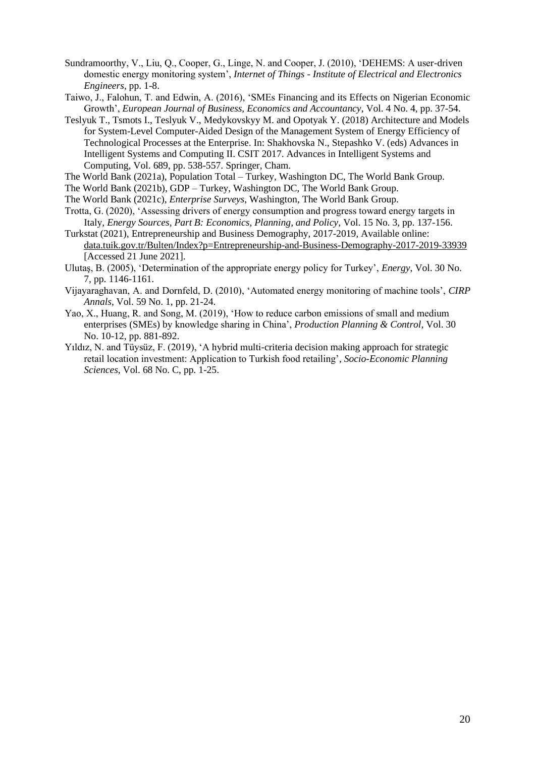Sundramoorthy, V., Liu, Q., Cooper, G., Linge, N. and Cooper, J. (2010), 'DEHEMS: A user-driven domestic energy monitoring system', *Internet of Things - Institute of Electrical and Electronics Engineers*, pp. 1-8.

Taiwo, J., Falohun, T. and Edwin, A. (2016), 'SMEs Financing and its Effects on Nigerian Economic Growth', *European Journal of Business, Economics and Accountancy*, Vol. 4 No. 4, pp. 37-54.

Teslyuk T., Tsmots I., Teslyuk V., Medykovskyy M. and Opotyak Y. (2018) Architecture and Models for System-Level Computer-Aided Design of the Management System of Energy Efficiency of Technological Processes at the Enterprise. In: Shakhovska N., Stepashko V. (eds) Advances in Intelligent Systems and Computing II. CSIT 2017. Advances in Intelligent Systems and Computing, Vol. 689, pp. 538-557. Springer, Cham.

The World Bank (2021a), Population Total – Turkey, Washington DC, The World Bank Group.

The World Bank (2021b), GDP – Turkey, Washington DC, The World Bank Group.

The World Bank (2021c), *Enterprise Surveys*, Washington, The World Bank Group.

Trotta, G. (2020), 'Assessing drivers of energy consumption and progress toward energy targets in Italy, *Energy Sources, Part B: Economics, Planning, and Policy*, Vol. 15 No. 3, pp. 137-156.

Turkstat (2021), Entrepreneurship and Business Demography, 2017-2019, Available online: data.tuik.gov.tr/Bulten/Index?p=Entrepreneurship-and-Business-Demography-2017-2019-33939 [Accessed 21 June 2021].

Ulutaş, B. (2005), 'Determination of the appropriate energy policy for Turkey', *Energy*, Vol. 30 No. 7, pp. 1146-1161.

Vijayaraghavan, A. and Dornfeld, D. (2010), 'Automated energy monitoring of machine tools', *CIRP Annals*, Vol. 59 No. 1, pp. 21-24.

Yao, X., Huang, R. and Song, M. (2019), 'How to reduce carbon emissions of small and medium enterprises (SMEs) by knowledge sharing in China', *Production Planning & Control*, Vol. 30 No. 10-12, pp. 881-892.

Yıldız, N. and Tüysüz, F. (2019), 'A hybrid multi-criteria decision making approach for strategic retail location investment: Application to Turkish food retailing', *Socio-Economic Planning Sciences*, Vol. 68 No. C, pp. 1-25.